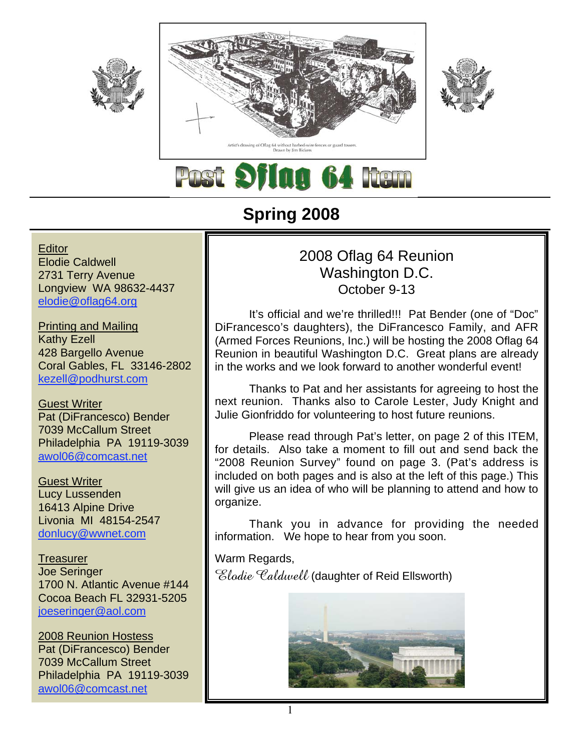Artist's drawing of Oflag 64 without barbed-wire fences or guard towers.
Drawn by Jim Bickers

# Post Oflag 64 Item

## Spring 2008

Editor
Elodie Caldwell
2731 Terry Avenue
Longview WA 98632-4437
elodie@oflag64.org

Printing and Mailing
Kathy Ezell
428 Bargello Avenue
Coral Gables, FL 33146-2802
kezell@podhurst.com

Guest Writer
Pat (DiFrancesco) Bender
7039 McCallum Street
Philadelphia PA 19119-3039
awol06@comcast.net

Guest Writer
Lucy Lussenden
16413 Alpine Drive
Livonia MI 48154-2547
donlucy@wwnet.com

Treasurer
Joe Seringer
1700 N. Atlantic Avenue #144
Cocoa Beach FL 32931-5205
joeseringer@aol.com

2008 Reunion Hostess
Pat (DiFrancesco) Bender
7039 McCallum Street
Philadelphia PA 19119-3039
awol06@comcast.net

### 2008 Oflag 64 Reunion
### Washington D.C.
October 9-13

It's official and we're thrilled!!! Pat Bender (one of "Doc" DiFrancesco's daughters), the DiFrancesco Family, and AFR (Armed Forces Reunions, Inc.) will be hosting the 2008 Oflag 64 Reunion in beautiful Washington D.C. Great plans are already in the works and we look forward to another wonderful event!

Thanks to Pat and her assistants for agreeing to host the next reunion. Thanks also to Carole Lester, Judy Knight and Julie Gionfriddo for volunteering to host future reunions.

Please read through Pat's letter, on page 2 of this ITEM, for details. Also take a moment to fill out and send back the "2008 Reunion Survey" found on page 3. (Pat's address is included on both pages and is also at the left of this page.) This will give us an idea of who will be planning to attend and how to organize.

Thank you in advance for providing the needed information. We hope to hear from you soon.

Warm Regards,

*Elodie Caldwell* (daughter of Reid Ellsworth)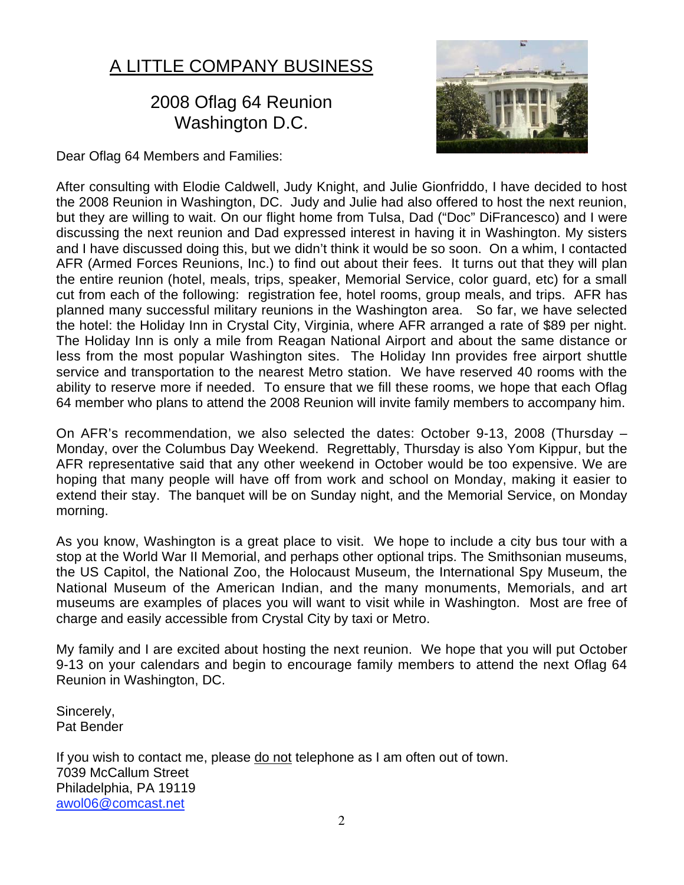# A LITTLE COMPANY BUSINESS

## 2008 Oflag 64 Reunion Washington D.C.

Dear Oflag 64 Members and Families:

After consulting with Elodie Caldwell, Judy Knight, and Julie Gionfriddo, I have decided to host the 2008 Reunion in Washington, DC. Judy and Julie had also offered to host the next reunion, but they are willing to wait. On our flight home from Tulsa, Dad ("Doc" DiFrancesco) and I were discussing the next reunion and Dad expressed interest in having it in Washington. My sisters and I have discussed doing this, but we didn't think it would be so soon. On a whim, I contacted AFR (Armed Forces Reunions, Inc.) to find out about their fees. It turns out that they will plan the entire reunion (hotel, meals, trips, speaker, Memorial Service, color guard, etc) for a small cut from each of the following: registration fee, hotel rooms, group meals, and trips. AFR has planned many successful military reunions in the Washington area. So far, we have selected the hotel: the Holiday Inn in Crystal City, Virginia, where AFR arranged a rate of $89 per night. The Holiday Inn is only a mile from Reagan National Airport and about the same distance or less from the most popular Washington sites. The Holiday Inn provides free airport shuttle service and transportation to the nearest Metro station. We have reserved 40 rooms with the ability to reserve more if needed. To ensure that we fill these rooms, we hope that each Oflag 64 member who plans to attend the 2008 Reunion will invite family members to accompany him.

On AFR's recommendation, we also selected the dates: October 9-13, 2008 (Thursday – Monday, over the Columbus Day Weekend. Regrettably, Thursday is also Yom Kippur, but the AFR representative said that any other weekend in October would be too expensive. We are hoping that many people will have off from work and school on Monday, making it easier to extend their stay. The banquet will be on Sunday night, and the Memorial Service, on Monday morning.

As you know, Washington is a great place to visit. We hope to include a city bus tour with a stop at the World War II Memorial, and perhaps other optional trips. The Smithsonian museums, the US Capitol, the National Zoo, the Holocaust Museum, the International Spy Museum, the National Museum of the American Indian, and the many monuments, Memorials, and art museums are examples of places you will want to visit while in Washington. Most are free of charge and easily accessible from Crystal City by taxi or Metro.

My family and I are excited about hosting the next reunion. We hope that you will put October 9-13 on your calendars and begin to encourage family members to attend the next Oflag 64 Reunion in Washington, DC.

Sincerely,
Pat Bender

If you wish to contact me, please do not telephone as I am often out of town.
7039 McCallum Street
Philadelphia, PA 19119
awol06@comcast.net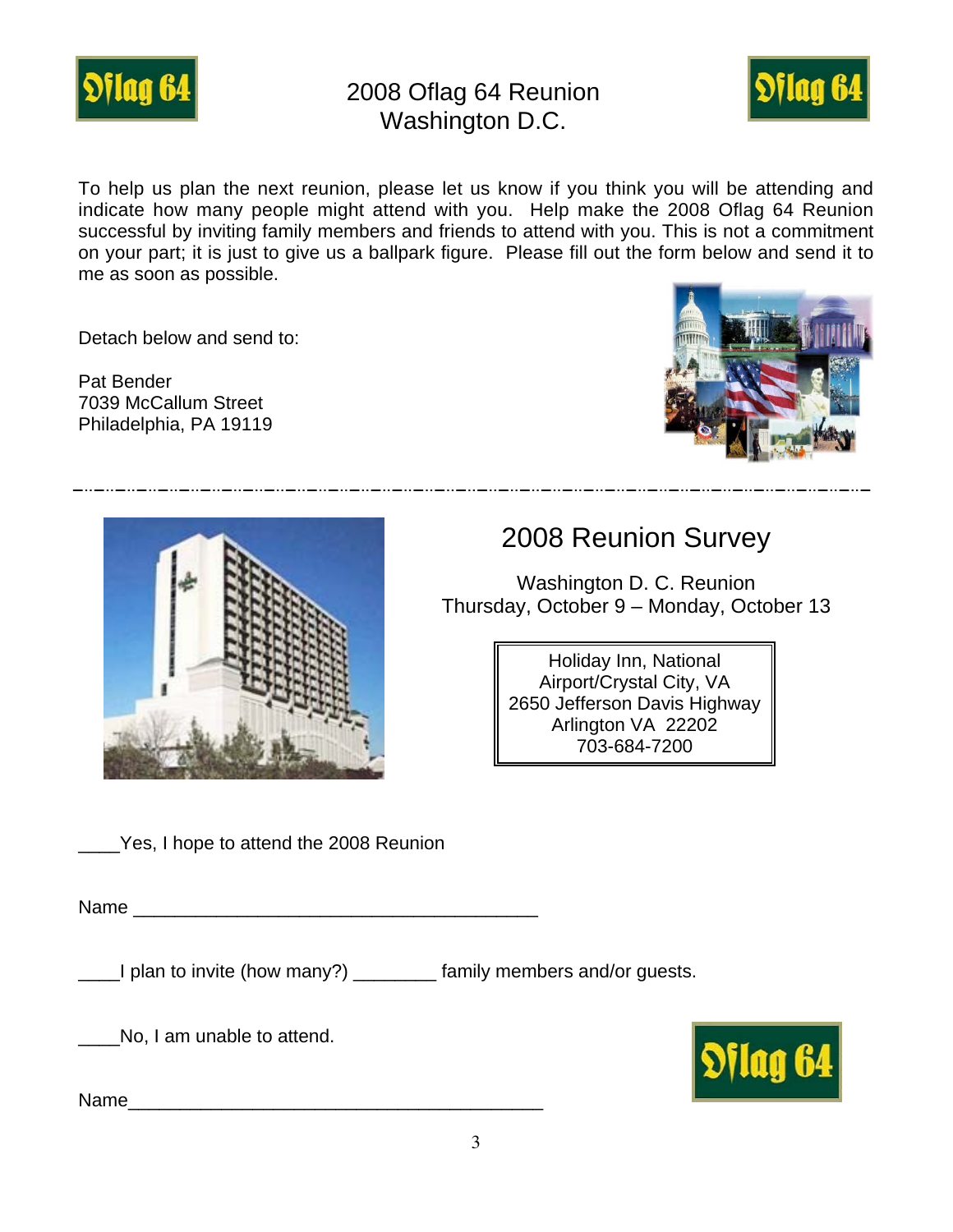# 2008 Oflag 64 Reunion
# Washington D.C.

To help us plan the next reunion, please let us know if you think you will be attending and indicate how many people might attend with you. Help make the 2008 Oflag 64 Reunion successful by inviting family members and friends to attend with you. This is not a commitment on your part; it is just to give us a ballpark figure. Please fill out the form below and send it to me as soon as possible.

Detach below and send to:

Pat Bender
7039 McCallum Street
Philadelphia, PA 19119

---

## 2008 Reunion Survey

Washington D. C. Reunion
Thursday, October 9 – Monday, October 13

Holiday Inn, National
Airport/Crystal City, VA
2650 Jefferson Davis Highway
Arlington VA 22202
703-684-7200

____Yes, I hope to attend the 2008 Reunion

Name ________________________________________

____I plan to invite (how many?) ________ family members and/or guests.

____No, I am unable to attend.

Name_________________________________________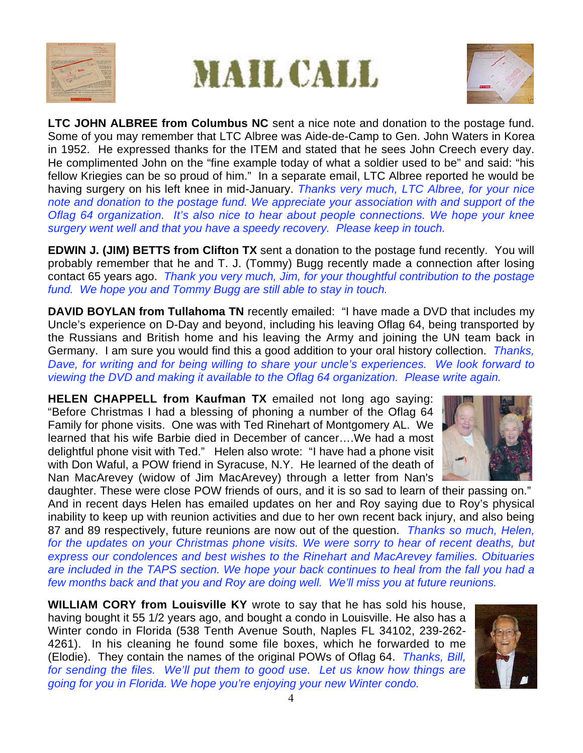# MAIL CALL

**LTC JOHN ALBREE from Columbus NC** sent a nice note and donation to the postage fund. Some of you may remember that LTC Albree was Aide-de-Camp to Gen. John Waters in Korea in 1952. He expressed thanks for the ITEM and stated that he sees John Creech every day. He complimented John on the "fine example today of what a soldier used to be" and said: "his fellow Kriegies can be so proud of him." In a separate email, LTC Albree reported he would be having surgery on his left knee in mid-January. *Thanks very much, LTC Albree, for your nice note and donation to the postage fund. We appreciate your association with and support of the Oflag 64 organization. It's also nice to hear about people connections. We hope your knee surgery went well and that you have a speedy recovery. Please keep in touch.*

**EDWIN J. (JIM) BETTS from Clifton TX** sent a donation to the postage fund recently. You will probably remember that he and T. J. (Tommy) Bugg recently made a connection after losing contact 65 years ago. *Thank you very much, Jim, for your thoughtful contribution to the postage fund. We hope you and Tommy Bugg are still able to stay in touch.*

**DAVID BOYLAN from Tullahoma TN** recently emailed: "I have made a DVD that includes my Uncle's experience on D-Day and beyond, including his leaving Oflag 64, being transported by the Russians and British home and his leaving the Army and joining the UN team back in Germany. I am sure you would find this a good addition to your oral history collection. *Thanks, Dave, for writing and for being willing to share your uncle's experiences. We look forward to viewing the DVD and making it available to the Oflag 64 organization. Please write again.*

**HELEN CHAPPELL from Kaufman TX** emailed not long ago saying: "Before Christmas I had a blessing of phoning a number of the Oflag 64 Family for phone visits. One was with Ted Rinehart of Montgomery AL. We learned that his wife Barbie died in December of cancer….We had a most delightful phone visit with Ted." Helen also wrote: "I have had a phone visit with Don Waful, a POW friend in Syracuse, N.Y. He learned of the death of Nan MacArevey (widow of Jim MacArevey) through a letter from Nan's daughter. These were close POW friends of ours, and it is so sad to learn of their passing on." And in recent days Helen has emailed updates on her and Roy saying due to Roy's physical inability to keep up with reunion activities and due to her own recent back injury, and also being 87 and 89 respectively, future reunions are now out of the question. *Thanks so much, Helen, for the updates on your Christmas phone visits. We were sorry to hear of recent deaths, but express our condolences and best wishes to the Rinehart and MacArevey families. Obituaries are included in the TAPS section. We hope your back continues to heal from the fall you had a few months back and that you and Roy are doing well. We'll miss you at future reunions.*

**WILLIAM CORY from Louisville KY** wrote to say that he has sold his house, having bought it 55 1/2 years ago, and bought a condo in Louisville. He also has a Winter condo in Florida (538 Tenth Avenue South, Naples FL 34102, 239-262-4261). In his cleaning he found some file boxes, which he forwarded to me (Elodie). They contain the names of the original POWs of Oflag 64. *Thanks, Bill, for sending the files. We'll put them to good use. Let us know how things are going for you in Florida. We hope you're enjoying your new Winter condo.*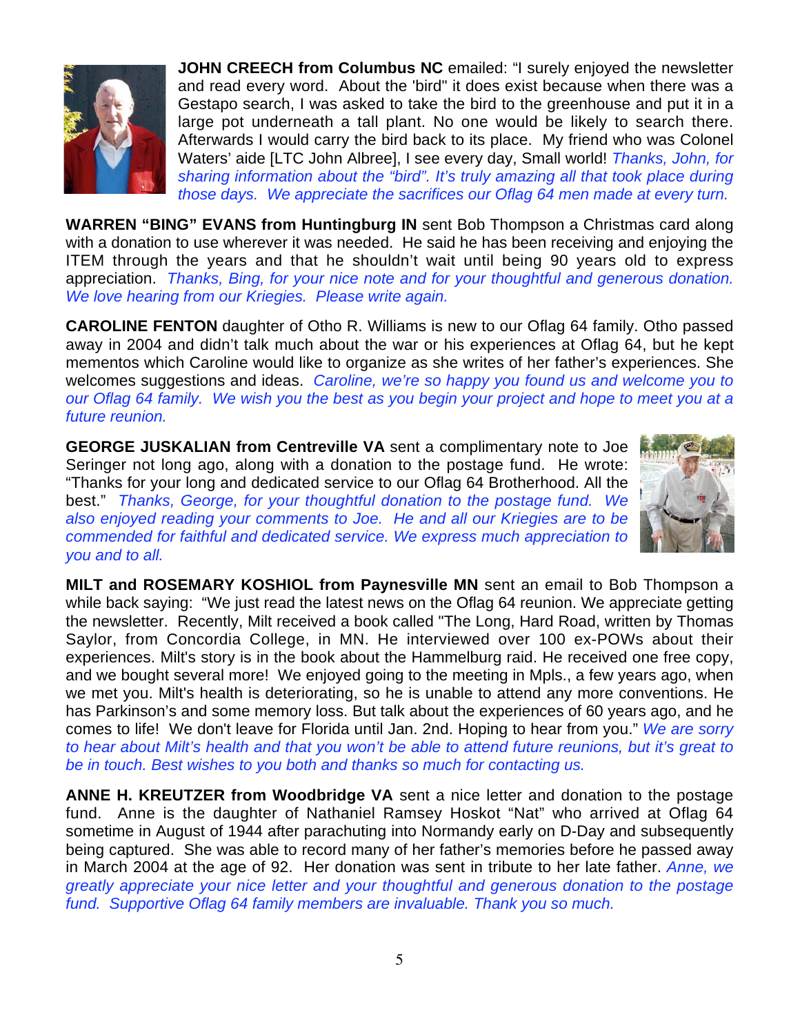**JOHN CREECH from Columbus NC** emailed: "I surely enjoyed the newsletter and read every word. About the 'bird" it does exist because when there was a Gestapo search, I was asked to take the bird to the greenhouse and put it in a large pot underneath a tall plant. No one would be likely to search there. Afterwards I would carry the bird back to its place. My friend who was Colonel Waters' aide [LTC John Albree], I see every day, Small world! *Thanks, John, for sharing information about the "bird". It's truly amazing all that took place during those days. We appreciate the sacrifices our Oflag 64 men made at every turn.*

**WARREN "BING" EVANS from Huntingburg IN** sent Bob Thompson a Christmas card along with a donation to use wherever it was needed. He said he has been receiving and enjoying the ITEM through the years and that he shouldn't wait until being 90 years old to express appreciation. *Thanks, Bing, for your nice note and for your thoughtful and generous donation. We love hearing from our Kriegies. Please write again.*

**CAROLINE FENTON** daughter of Otho R. Williams is new to our Oflag 64 family. Otho passed away in 2004 and didn't talk much about the war or his experiences at Oflag 64, but he kept mementos which Caroline would like to organize as she writes of her father's experiences. She welcomes suggestions and ideas. *Caroline, we're so happy you found us and welcome you to our Oflag 64 family. We wish you the best as you begin your project and hope to meet you at a future reunion.*

**GEORGE JUSKALIAN from Centreville VA** sent a complimentary note to Joe Seringer not long ago, along with a donation to the postage fund. He wrote: "Thanks for your long and dedicated service to our Oflag 64 Brotherhood. All the best." *Thanks, George, for your thoughtful donation to the postage fund. We also enjoyed reading your comments to Joe. He and all our Kriegies are to be commended for faithful and dedicated service. We express much appreciation to you and to all.*

**MILT and ROSEMARY KOSHIOL from Paynesville MN** sent an email to Bob Thompson a while back saying: "We just read the latest news on the Oflag 64 reunion. We appreciate getting the newsletter. Recently, Milt received a book called "The Long, Hard Road, written by Thomas Saylor, from Concordia College, in MN. He interviewed over 100 ex-POWs about their experiences. Milt's story is in the book about the Hammelburg raid. He received one free copy, and we bought several more! We enjoyed going to the meeting in Mpls., a few years ago, when we met you. Milt's health is deteriorating, so he is unable to attend any more conventions. He has Parkinson's and some memory loss. But talk about the experiences of 60 years ago, and he comes to life! We don't leave for Florida until Jan. 2nd. Hoping to hear from you." *We are sorry to hear about Milt's health and that you won't be able to attend future reunions, but it's great to be in touch. Best wishes to you both and thanks so much for contacting us.*

**ANNE H. KREUTZER from Woodbridge VA** sent a nice letter and donation to the postage fund. Anne is the daughter of Nathaniel Ramsey Hoskot "Nat" who arrived at Oflag 64 sometime in August of 1944 after parachuting into Normandy early on D-Day and subsequently being captured. She was able to record many of her father's memories before he passed away in March 2004 at the age of 92. Her donation was sent in tribute to her late father. *Anne, we greatly appreciate your nice letter and your thoughtful and generous donation to the postage fund. Supportive Oflag 64 family members are invaluable. Thank you so much.*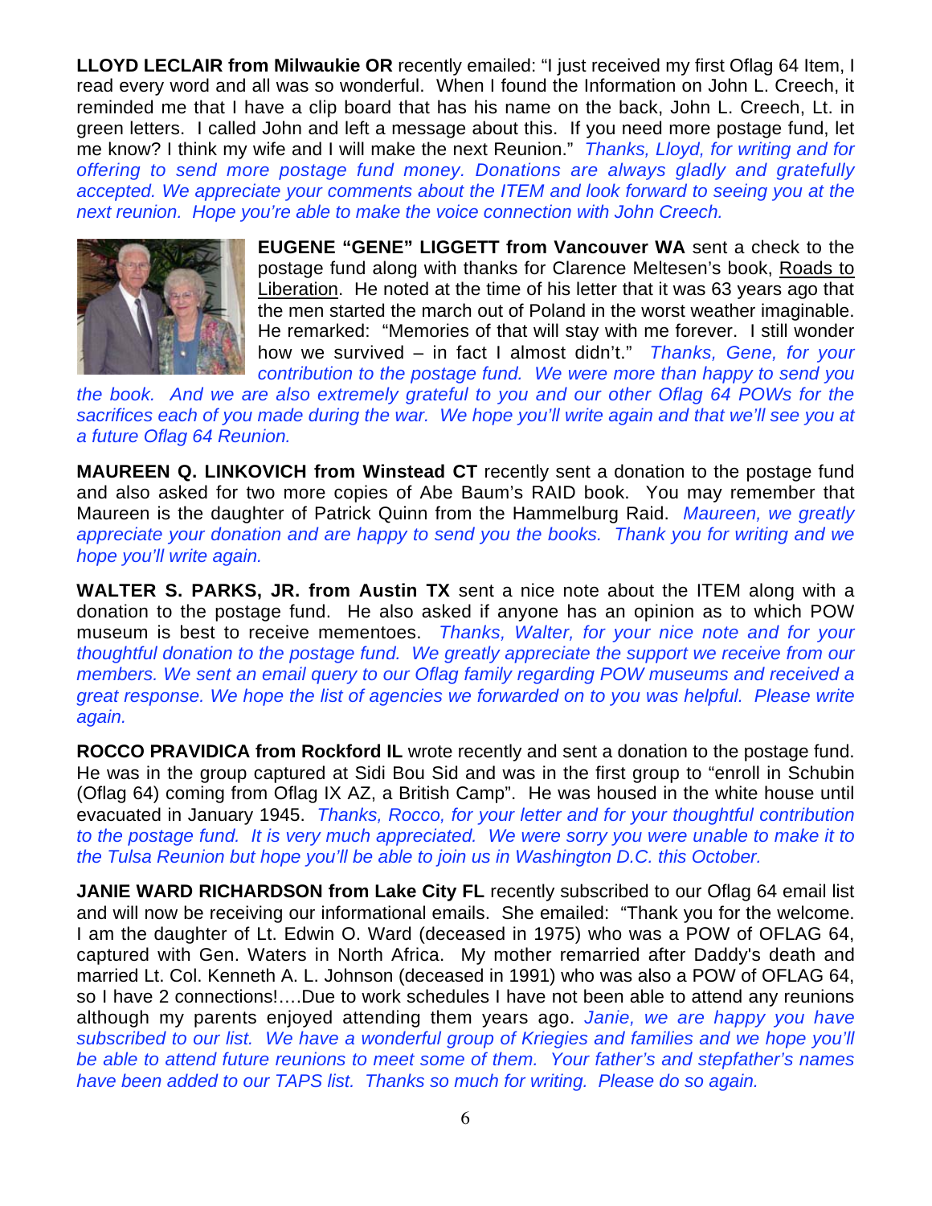**LLOYD LECLAIR from Milwaukie OR** recently emailed: "I just received my first Oflag 64 Item, I read every word and all was so wonderful. When I found the Information on John L. Creech, it reminded me that I have a clip board that has his name on the back, John L. Creech, Lt. in green letters. I called John and left a message about this. If you need more postage fund, let me know? I think my wife and I will make the next Reunion." *Thanks, Lloyd, for writing and for offering to send more postage fund money. Donations are always gladly and gratefully accepted. We appreciate your comments about the ITEM and look forward to seeing you at the next reunion. Hope you're able to make the voice connection with John Creech.*

**EUGENE "GENE" LIGGETT from Vancouver WA** sent a check to the postage fund along with thanks for Clarence Meltesen's book, Roads to Liberation. He noted at the time of his letter that it was 63 years ago that the men started the march out of Poland in the worst weather imaginable. He remarked: "Memories of that will stay with me forever. I still wonder how we survived – in fact I almost didn't." *Thanks, Gene, for your contribution to the postage fund. We were more than happy to send you the book. And we are also extremely grateful to you and our other Oflag 64 POWs for the sacrifices each of you made during the war. We hope you'll write again and that we'll see you at a future Oflag 64 Reunion.*

**MAUREEN Q. LINKOVICH from Winstead CT** recently sent a donation to the postage fund and also asked for two more copies of Abe Baum's RAID book. You may remember that Maureen is the daughter of Patrick Quinn from the Hammelburg Raid. *Maureen, we greatly appreciate your donation and are happy to send you the books. Thank you for writing and we hope you'll write again.*

**WALTER S. PARKS, JR. from Austin TX** sent a nice note about the ITEM along with a donation to the postage fund. He also asked if anyone has an opinion as to which POW museum is best to receive mementoes. *Thanks, Walter, for your nice note and for your thoughtful donation to the postage fund. We greatly appreciate the support we receive from our members. We sent an email query to our Oflag family regarding POW museums and received a great response. We hope the list of agencies we forwarded on to you was helpful. Please write again.*

**ROCCO PRAVIDICA from Rockford IL** wrote recently and sent a donation to the postage fund. He was in the group captured at Sidi Bou Sid and was in the first group to "enroll in Schubin (Oflag 64) coming from Oflag IX AZ, a British Camp". He was housed in the white house until evacuated in January 1945. *Thanks, Rocco, for your letter and for your thoughtful contribution to the postage fund. It is very much appreciated. We were sorry you were unable to make it to the Tulsa Reunion but hope you'll be able to join us in Washington D.C. this October.*

**JANIE WARD RICHARDSON from Lake City FL** recently subscribed to our Oflag 64 email list and will now be receiving our informational emails. She emailed: "Thank you for the welcome. I am the daughter of Lt. Edwin O. Ward (deceased in 1975) who was a POW of OFLAG 64, captured with Gen. Waters in North Africa. My mother remarried after Daddy's death and married Lt. Col. Kenneth A. L. Johnson (deceased in 1991) who was also a POW of OFLAG 64, so I have 2 connections!….Due to work schedules I have not been able to attend any reunions although my parents enjoyed attending them years ago. *Janie, we are happy you have subscribed to our list. We have a wonderful group of Kriegies and families and we hope you'll be able to attend future reunions to meet some of them. Your father's and stepfather's names have been added to our TAPS list. Thanks so much for writing. Please do so again.*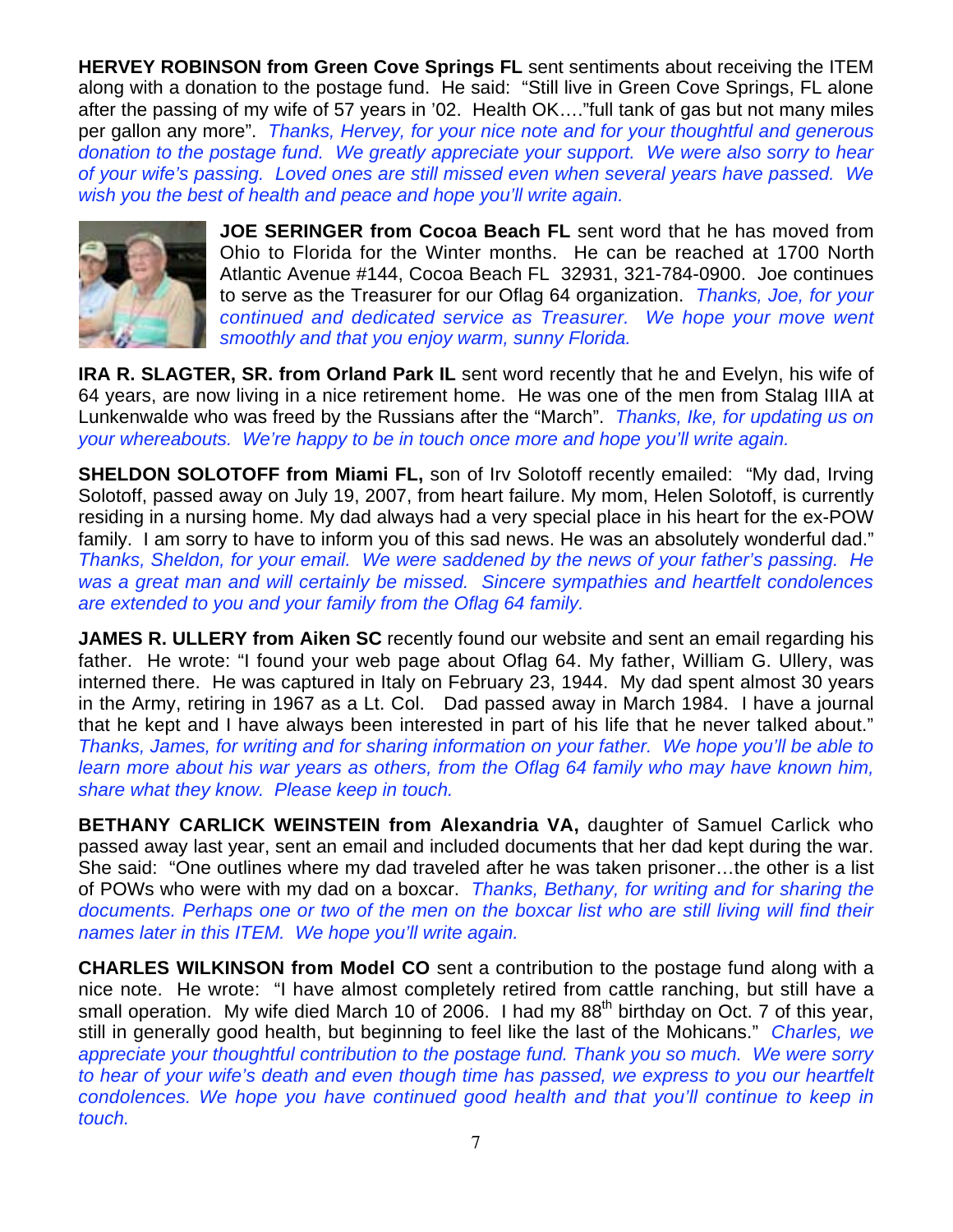**HERVEY ROBINSON from Green Cove Springs FL** sent sentiments about receiving the ITEM along with a donation to the postage fund. He said: "Still live in Green Cove Springs, FL alone after the passing of my wife of 57 years in '02. Health OK…."full tank of gas but not many miles per gallon any more". *Thanks, Hervey, for your nice note and for your thoughtful and generous donation to the postage fund. We greatly appreciate your support. We were also sorry to hear of your wife's passing. Loved ones are still missed even when several years have passed. We wish you the best of health and peace and hope you'll write again.*

**JOE SERINGER from Cocoa Beach FL** sent word that he has moved from Ohio to Florida for the Winter months. He can be reached at 1700 North Atlantic Avenue #144, Cocoa Beach FL 32931, 321-784-0900. Joe continues to serve as the Treasurer for our Oflag 64 organization. *Thanks, Joe, for your continued and dedicated service as Treasurer. We hope your move went smoothly and that you enjoy warm, sunny Florida.*

**IRA R. SLAGTER, SR. from Orland Park IL** sent word recently that he and Evelyn, his wife of 64 years, are now living in a nice retirement home. He was one of the men from Stalag IIIA at Lunkenwalde who was freed by the Russians after the "March". *Thanks, Ike, for updating us on your whereabouts. We're happy to be in touch once more and hope you'll write again.*

**SHELDON SOLOTOFF from Miami FL,** son of Irv Solotoff recently emailed: "My dad, Irving Solotoff, passed away on July 19, 2007, from heart failure. My mom, Helen Solotoff, is currently residing in a nursing home. My dad always had a very special place in his heart for the ex-POW family. I am sorry to have to inform you of this sad news. He was an absolutely wonderful dad." *Thanks, Sheldon, for your email. We were saddened by the news of your father's passing. He was a great man and will certainly be missed. Sincere sympathies and heartfelt condolences are extended to you and your family from the Oflag 64 family.*

**JAMES R. ULLERY from Aiken SC** recently found our website and sent an email regarding his father. He wrote: "I found your web page about Oflag 64. My father, William G. Ullery, was interned there. He was captured in Italy on February 23, 1944. My dad spent almost 30 years in the Army, retiring in 1967 as a Lt. Col. Dad passed away in March 1984. I have a journal that he kept and I have always been interested in part of his life that he never talked about." *Thanks, James, for writing and for sharing information on your father. We hope you'll be able to learn more about his war years as others, from the Oflag 64 family who may have known him, share what they know. Please keep in touch.*

**BETHANY CARLICK WEINSTEIN from Alexandria VA,** daughter of Samuel Carlick who passed away last year, sent an email and included documents that her dad kept during the war. She said: "One outlines where my dad traveled after he was taken prisoner…the other is a list of POWs who were with my dad on a boxcar. *Thanks, Bethany, for writing and for sharing the documents. Perhaps one or two of the men on the boxcar list who are still living will find their names later in this ITEM. We hope you'll write again.*

**CHARLES WILKINSON from Model CO** sent a contribution to the postage fund along with a nice note. He wrote: "I have almost completely retired from cattle ranching, but still have a small operation. My wife died March 10 of 2006. I had my 88th birthday on Oct. 7 of this year, still in generally good health, but beginning to feel like the last of the Mohicans." *Charles, we appreciate your thoughtful contribution to the postage fund. Thank you so much. We were sorry to hear of your wife's death and even though time has passed, we express to you our heartfelt condolences. We hope you have continued good health and that you'll continue to keep in touch.*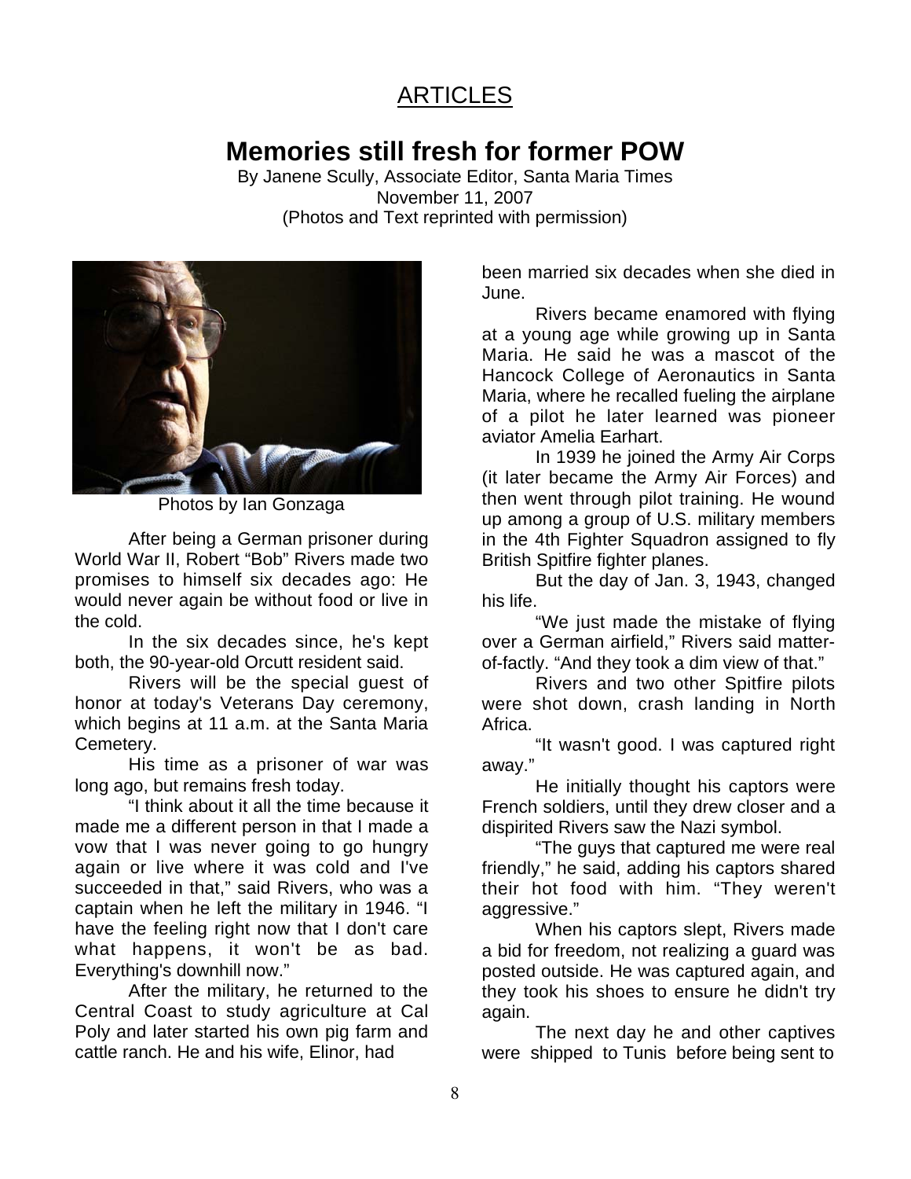## ARTICLES

# Memories still fresh for former POW

By Janene Scully, Associate Editor, Santa Maria Times
November 11, 2007
(Photos and Text reprinted with permission)

Photos by Ian Gonzaga

After being a German prisoner during World War II, Robert "Bob" Rivers made two promises to himself six decades ago: He would never again be without food or live in the cold.

In the six decades since, he's kept both, the 90-year-old Orcutt resident said.

Rivers will be the special guest of honor at today's Veterans Day ceremony, which begins at 11 a.m. at the Santa Maria Cemetery.

His time as a prisoner of war was long ago, but remains fresh today.

"I think about it all the time because it made me a different person in that I made a vow that I was never going to go hungry again or live where it was cold and I've succeeded in that," said Rivers, who was a captain when he left the military in 1946. "I have the feeling right now that I don't care what happens, it won't be as bad. Everything's downhill now."

After the military, he returned to the Central Coast to study agriculture at Cal Poly and later started his own pig farm and cattle ranch. He and his wife, Elinor, had been married six decades when she died in June.

Rivers became enamored with flying at a young age while growing up in Santa Maria. He said he was a mascot of the Hancock College of Aeronautics in Santa Maria, where he recalled fueling the airplane of a pilot he later learned was pioneer aviator Amelia Earhart.

In 1939 he joined the Army Air Corps (it later became the Army Air Forces) and then went through pilot training. He wound up among a group of U.S. military members in the 4th Fighter Squadron assigned to fly British Spitfire fighter planes.

But the day of Jan. 3, 1943, changed his life.

"We just made the mistake of flying over a German airfield," Rivers said matter-of-factly. "And they took a dim view of that."

Rivers and two other Spitfire pilots were shot down, crash landing in North Africa.

"It wasn't good. I was captured right away."

He initially thought his captors were French soldiers, until they drew closer and a dispirited Rivers saw the Nazi symbol.

"The guys that captured me were real friendly," he said, adding his captors shared their hot food with him. "They weren't aggressive."

When his captors slept, Rivers made a bid for freedom, not realizing a guard was posted outside. He was captured again, and they took his shoes to ensure he didn't try again.

The next day he and other captives were shipped to Tunis before being sent to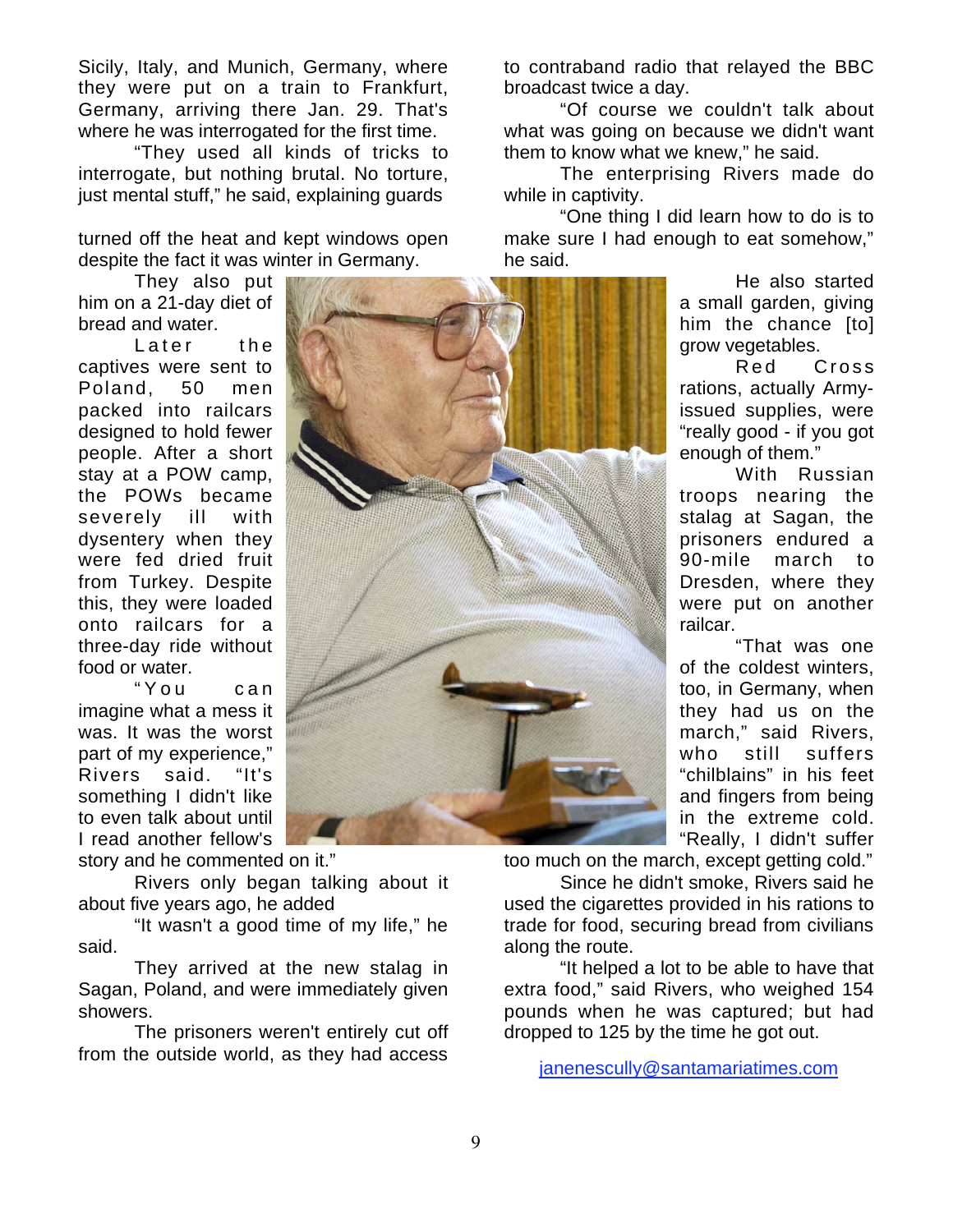Sicily, Italy, and Munich, Germany, where they were put on a train to Frankfurt, Germany, arriving there Jan. 29. That's where he was interrogated for the first time.

"They used all kinds of tricks to interrogate, but nothing brutal. No torture, just mental stuff," he said, explaining guards

turned off the heat and kept windows open despite the fact it was winter in Germany.

They also put him on a 21-day diet of bread and water.

Later the captives were sent to Poland, 50 men packed into railcars designed to hold fewer people. After a short stay at a POW camp, the POWs became severely ill with dysentery when they were fed dried fruit from Turkey. Despite this, they were loaded onto railcars for a three-day ride without food or water.

"You can imagine what a mess it was. It was the worst part of my experience," Rivers said. "It's something I didn't like to even talk about until I read another fellow's story and he commented on it."

Rivers only began talking about it about five years ago, he added

"It wasn't a good time of my life," he said.

They arrived at the new stalag in Sagan, Poland, and were immediately given showers.

The prisoners weren't entirely cut off from the outside world, as they had access to contraband radio that relayed the BBC broadcast twice a day.

"Of course we couldn't talk about what was going on because we didn't want them to know what we knew," he said.

The enterprising Rivers made do while in captivity.

"One thing I did learn how to do is to make sure I had enough to eat somehow," he said.

He also started a small garden, giving him the chance [to] grow vegetables.

Red Cross rations, actually Army-issued supplies, were "really good - if you got enough of them."

With Russian troops nearing the stalag at Sagan, the prisoners endured a 90-mile march to Dresden, where they were put on another railcar.

"That was one of the coldest winters, too, in Germany, when they had us on the march," said Rivers, who still suffers "chilblains" in his feet and fingers from being in the extreme cold. "Really, I didn't suffer too much on the march, except getting cold."

Since he didn't smoke, Rivers said he used the cigarettes provided in his rations to trade for food, securing bread from civilians along the route.

"It helped a lot to be able to have that extra food," said Rivers, who weighed 154 pounds when he was captured; but had dropped to 125 by the time he got out.

janenescully@santamariatimes.com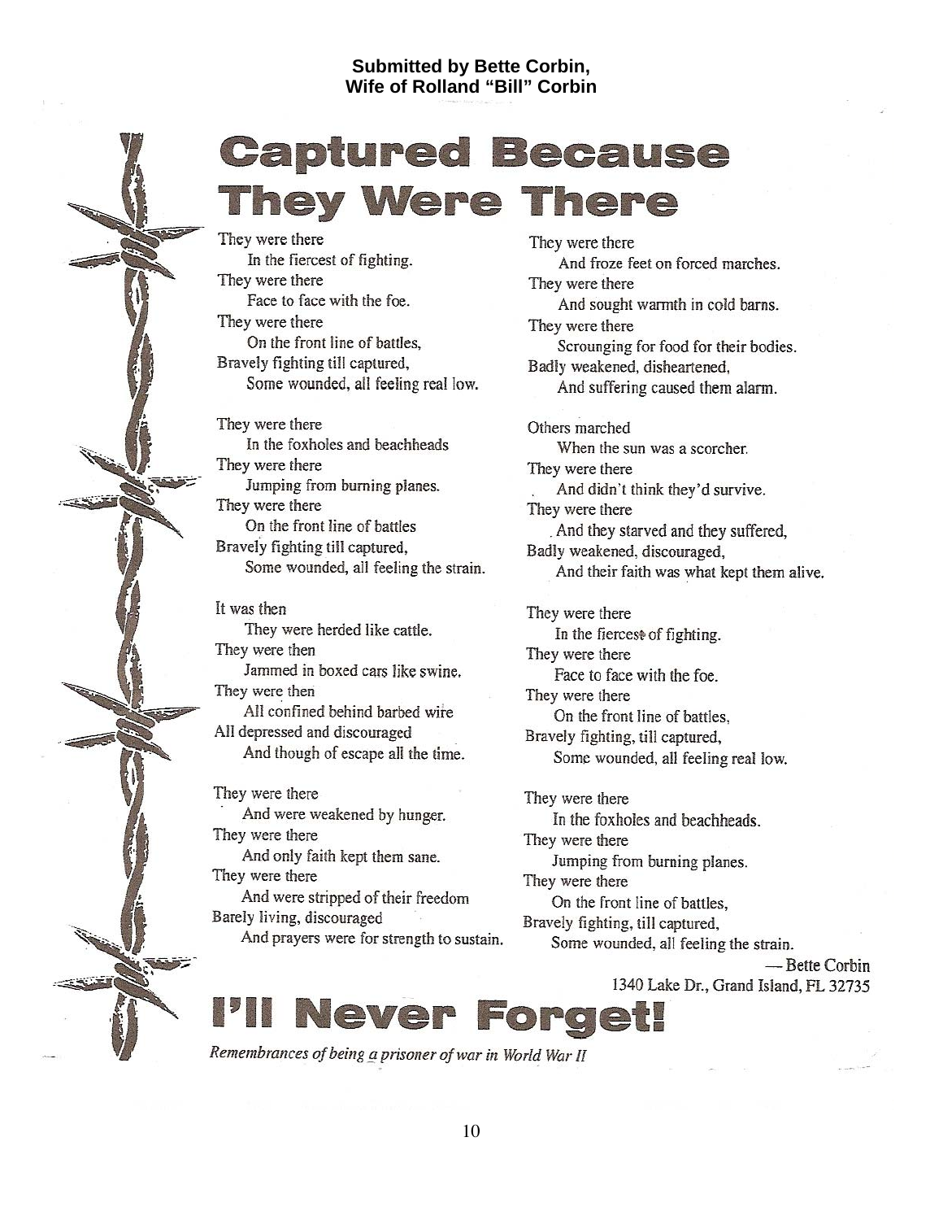**Submitted by Bette Corbin,**
**Wife of Rolland "Bill" Corbin**

# Captured Because They Were There

They were there
In the fiercest of fighting.
They were there
Face to face with the foe.
They were there
On the front line of battles,
Bravely fighting till captured,
Some wounded, all feeling real low.

They were there
In the foxholes and beachheads
They were there
Jumping from burning planes.
They were there
On the front line of battles
Bravely fighting till captured,
Some wounded, all feeling the strain.

It was then
They were herded like cattle.
They were then
Jammed in boxed cars like swine.
They were then
All confined behind barbed wire
All depressed and discouraged
And though of escape all the time.

They were there
And were weakened by hunger.
They were there
And only faith kept them sane.
They were there
And were stripped of their freedom
Barely living, discouraged
And prayers were for strength to sustain.

They were there
And froze feet on forced marches.
They were there
And sought warmth in cold barns.
They were there
Scrounging for food for their bodies.
Badly weakened, disheartened,
And suffering caused them alarm.

Others marched
When the sun was a scorcher.
They were there
And didn't think they'd survive.
They were there
And they starved and they suffered,
Badly weakened, discouraged,
And their faith was what kept them alive.

They were there
In the fiercest of fighting.
They were there
Face to face with the foe.
They were there
On the front line of battles,
Bravely fighting, till captured,
Some wounded, all feeling real low.

They were there
In the foxholes and beachheads.
They were there
Jumping from burning planes.
They were there
On the front line of battles,
Bravely fighting, till captured,
Some wounded, all feeling the strain.

— Bette Corbin
1340 Lake Dr., Grand Island, FL 32735

# I'll Never Forget!

*Remembrances of being a prisoner of war in World War II*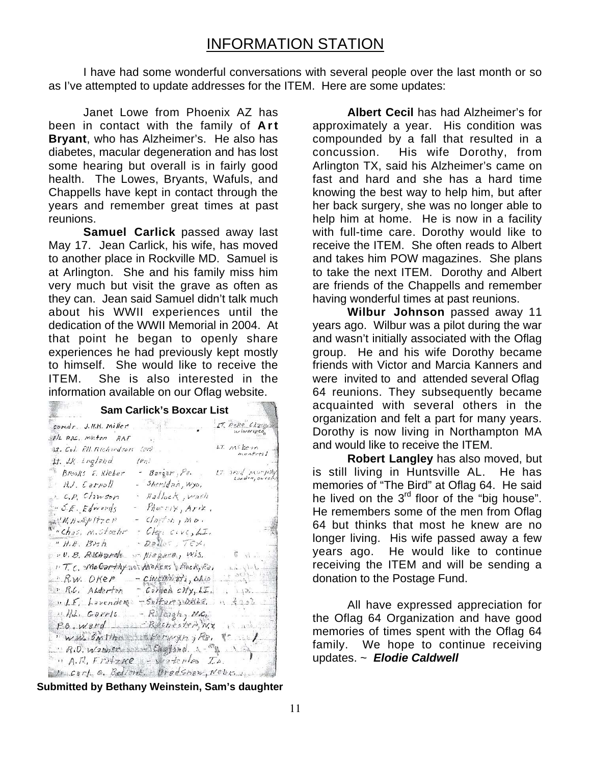# INFORMATION STATION

I have had some wonderful conversations with several people over the last month or so as I've attempted to update addresses for the ITEM. Here are some updates:

Janet Lowe from Phoenix AZ has been in contact with the family of **Art Bryant**, who has Alzheimer's. He also has diabetes, macular degeneration and has lost some hearing but overall is in fairly good health. The Lowes, Bryants, Wafuls, and Chappells have kept in contact through the years and remember great times at past reunions.

**Samuel Carlick** passed away last May 17. Jean Carlick, his wife, has moved to another place in Rockville MD. Samuel is at Arlington. She and his family miss him very much but visit the grave as often as they can. Jean said Samuel didn't talk much about his WWII experiences until the dedication of the WWII Memorial in 2004. At that point he began to openly share experiences he had previously kept mostly to himself. She would like to receive the ITEM. She is also interested in the information available on our Oflag website.

**Sam Carlick's Boxcar List**

Comdr. J.H.H. Miller — Lt. "Duke" Clarke, Winnipeg
F/L Rac. Milton RAF — Lt. McLean, Montreal
Lt. Col. P.H. Richardson (Eng) — Lt. "Red" Murphy, London, Ont.
Lt. J.K. England (Eng)
Brooks E. Kleber - Bangor, Pa.
H.J. Carroll - Sheridan, Wyo.
C.P. Clawson - Hallock, Wash.
S.E. Edwards - Phoenix, Ariz.
M.H. Pfitzer - Clayton, Mo.
Chas. M. Stoehr - Glen Cove, L.I.
H.H. Bush - Dallas, Tex.
O.B. Richards - Niagara, Wis.
T.C. McCarthy - Rockaway, Rock, Pa.
R.W. Oker - Cincinnati, Ohio
R.C. Alderton - Garden City, L.I.
L.E. Lavender - Sulfur, Okla.
H.L. Garris - Raleigh, N.C.
P.B. Ward - Rochester, N.Y.
W.W. Smith - Berwyn, Pa.
R.D. Walker - England
A.R. Fritzke - Waterloo, Ia.
Carl E. Bedient - Bradshaw, Nebr.

**Submitted by Bethany Weinstein, Sam's daughter**

**Albert Cecil** has had Alzheimer's for approximately a year. His condition was compounded by a fall that resulted in a concussion. His wife Dorothy, from Arlington TX, said his Alzheimer's came on fast and hard and she has a hard time knowing the best way to help him, but after her back surgery, she was no longer able to help him at home. He is now in a facility with full-time care. Dorothy would like to receive the ITEM. She often reads to Albert and takes him POW magazines. She plans to take the next ITEM. Dorothy and Albert are friends of the Chappells and remember having wonderful times at past reunions.

**Wilbur Johnson** passed away 11 years ago. Wilbur was a pilot during the war and wasn't initially associated with the Oflag group. He and his wife Dorothy became friends with Victor and Marcia Kanners and were invited to and attended several Oflag 64 reunions. They subsequently became acquainted with several others in the organization and felt a part for many years. Dorothy is now living in Northampton MA and would like to receive the ITEM.

**Robert Langley** has also moved, but is still living in Huntsville AL. He has memories of "The Bird" at Oflag 64. He said he lived on the 3rd floor of the "big house". He remembers some of the men from Oflag 64 but thinks that most he knew are no longer living. His wife passed away a few years ago. He would like to continue receiving the ITEM and will be sending a donation to the Postage Fund.

All have expressed appreciation for the Oflag 64 Organization and have good memories of times spent with the Oflag 64 family. We hope to continue receiving updates. ~ ***Elodie Caldwell***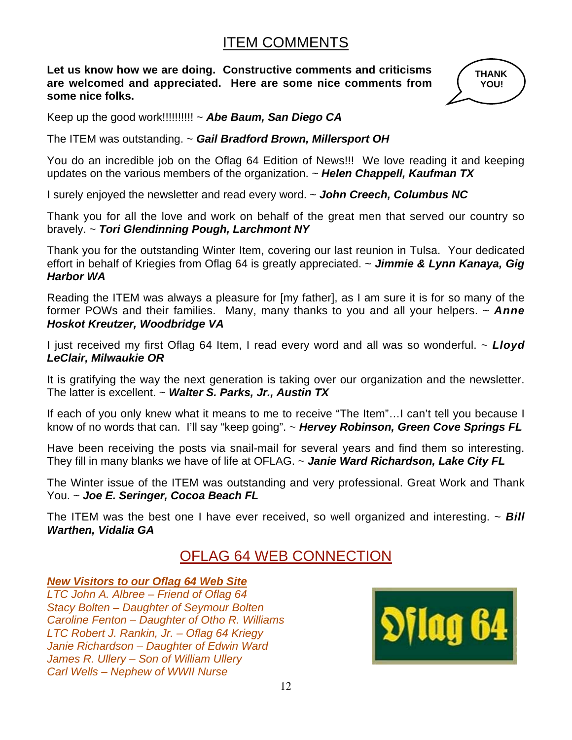# ITEM COMMENTS

**Let us know how we are doing. Constructive comments and criticisms are welcomed and appreciated. Here are some nice comments from some nice folks.**

THANK YOU!

Keep up the good work!!!!!!!!!! ~ ***Abe Baum, San Diego CA***

The ITEM was outstanding. ~ ***Gail Bradford Brown, Millersport OH***

You do an incredible job on the Oflag 64 Edition of News!!! We love reading it and keeping updates on the various members of the organization. ~ ***Helen Chappell, Kaufman TX***

I surely enjoyed the newsletter and read every word. ~ ***John Creech, Columbus NC***

Thank you for all the love and work on behalf of the great men that served our country so bravely. ~ ***Tori Glendinning Pough, Larchmont NY***

Thank you for the outstanding Winter Item, covering our last reunion in Tulsa. Your dedicated effort in behalf of Kriegies from Oflag 64 is greatly appreciated. ~ ***Jimmie & Lynn Kanaya, Gig Harbor WA***

Reading the ITEM was always a pleasure for [my father], as I am sure it is for so many of the former POWs and their families. Many, many thanks to you and all your helpers. ~ ***Anne Hoskot Kreutzer, Woodbridge VA***

I just received my first Oflag 64 Item, I read every word and all was so wonderful. ~ ***Lloyd LeClair, Milwaukie OR***

It is gratifying the way the next generation is taking over our organization and the newsletter. The latter is excellent. ~ ***Walter S. Parks, Jr., Austin TX***

If each of you only knew what it means to me to receive "The Item"…I can't tell you because I know of no words that can. I'll say "keep going". ~ ***Hervey Robinson, Green Cove Springs FL***

Have been receiving the posts via snail-mail for several years and find them so interesting. They fill in many blanks we have of life at OFLAG. ~ ***Janie Ward Richardson, Lake City FL***

The Winter issue of the ITEM was outstanding and very professional. Great Work and Thank You. ~ ***Joe E. Seringer, Cocoa Beach FL***

The ITEM was the best one I have ever received, so well organized and interesting. ~ ***Bill Warthen, Vidalia GA***

# OFLAG 64 WEB CONNECTION

***New Visitors to our Oflag 64 Web Site***

*LTC John A. Albree – Friend of Oflag 64*
*Stacy Bolten – Daughter of Seymour Bolten*
*Caroline Fenton – Daughter of Otho R. Williams*
*LTC Robert J. Rankin, Jr. – Oflag 64 Kriegy*
*Janie Richardson – Daughter of Edwin Ward*
*James R. Ullery – Son of William Ullery*
*Carl Wells – Nephew of WWII Nurse*

Oflag 64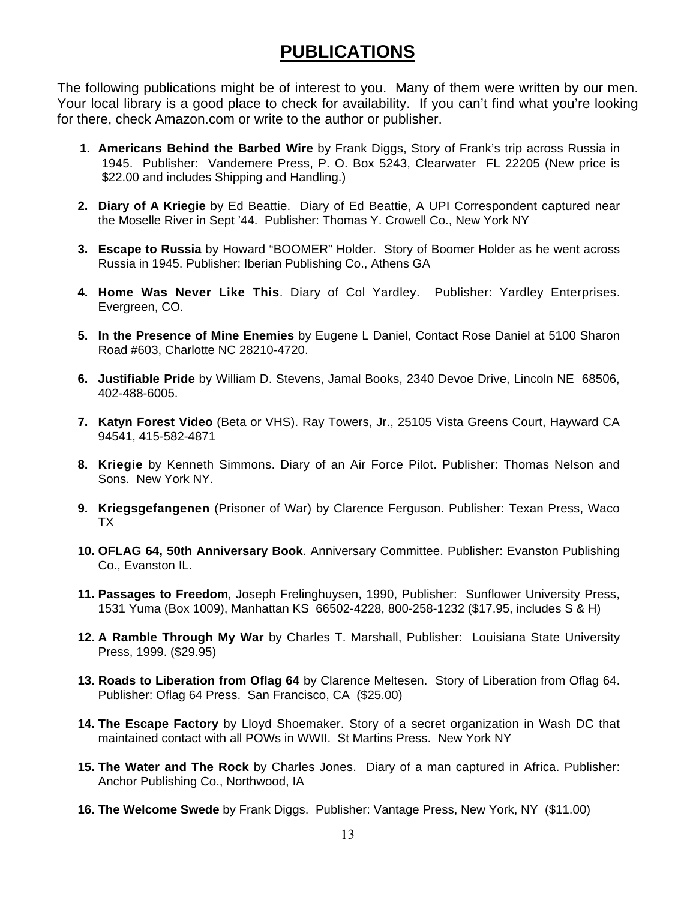# PUBLICATIONS

The following publications might be of interest to you. Many of them were written by our men. Your local library is a good place to check for availability. If you can't find what you're looking for there, check Amazon.com or write to the author or publisher.

1. **Americans Behind the Barbed Wire** by Frank Diggs, Story of Frank's trip across Russia in 1945. Publisher: Vandemere Press, P. O. Box 5243, Clearwater FL 22205 (New price is $22.00 and includes Shipping and Handling.)

2. **Diary of A Kriegie** by Ed Beattie. Diary of Ed Beattie, A UPI Correspondent captured near the Moselle River in Sept '44. Publisher: Thomas Y. Crowell Co., New York NY

3. **Escape to Russia** by Howard "BOOMER" Holder. Story of Boomer Holder as he went across Russia in 1945. Publisher: Iberian Publishing Co., Athens GA

4. **Home Was Never Like This**. Diary of Col Yardley. Publisher: Yardley Enterprises. Evergreen, CO.

5. **In the Presence of Mine Enemies** by Eugene L Daniel, Contact Rose Daniel at 5100 Sharon Road #603, Charlotte NC 28210-4720.

6. **Justifiable Pride** by William D. Stevens, Jamal Books, 2340 Devoe Drive, Lincoln NE 68506, 402-488-6005.

7. **Katyn Forest Video** (Beta or VHS). Ray Towers, Jr., 25105 Vista Greens Court, Hayward CA 94541, 415-582-4871

8. **Kriegie** by Kenneth Simmons. Diary of an Air Force Pilot. Publisher: Thomas Nelson and Sons. New York NY.

9. **Kriegsgefangenen** (Prisoner of War) by Clarence Ferguson. Publisher: Texan Press, Waco TX

10. **OFLAG 64, 50th Anniversary Book**. Anniversary Committee. Publisher: Evanston Publishing Co., Evanston IL.

11. **Passages to Freedom**, Joseph Frelinghuysen, 1990, Publisher: Sunflower University Press, 1531 Yuma (Box 1009), Manhattan KS 66502-4228, 800-258-1232 ($17.95, includes S & H)

12. **A Ramble Through My War** by Charles T. Marshall, Publisher: Louisiana State University Press, 1999. ($29.95)

13. **Roads to Liberation from Oflag 64** by Clarence Meltesen. Story of Liberation from Oflag 64. Publisher: Oflag 64 Press. San Francisco, CA ($25.00)

14. **The Escape Factory** by Lloyd Shoemaker. Story of a secret organization in Wash DC that maintained contact with all POWs in WWII. St Martins Press. New York NY

15. **The Water and The Rock** by Charles Jones. Diary of a man captured in Africa. Publisher: Anchor Publishing Co., Northwood, IA

16. **The Welcome Swede** by Frank Diggs. Publisher: Vantage Press, New York, NY ($11.00)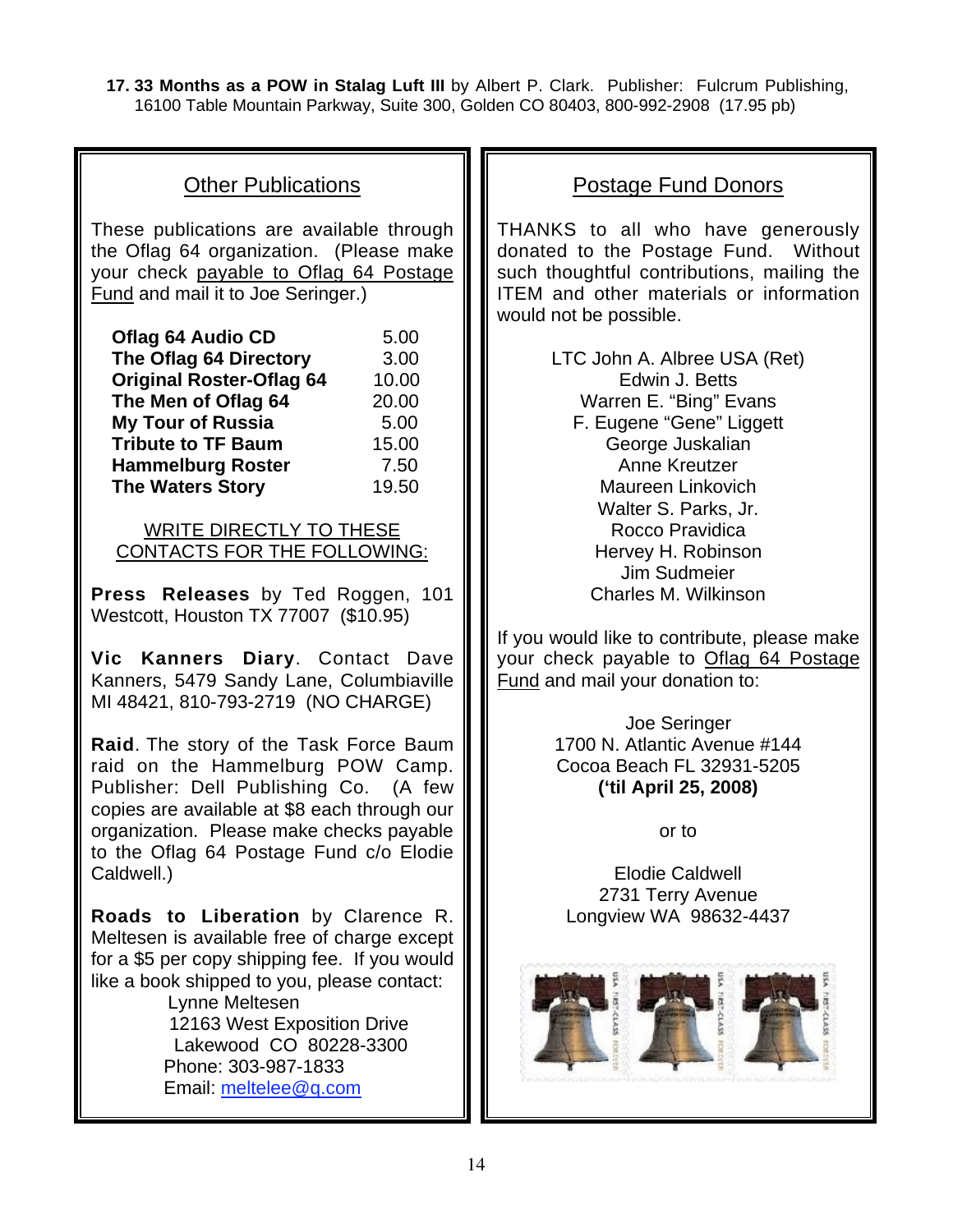**17. 33 Months as a POW in Stalag Luft III** by Albert P. Clark. Publisher: Fulcrum Publishing, 16100 Table Mountain Parkway, Suite 300, Golden CO 80403, 800-992-2908 (17.95 pb)

## Other Publications

These publications are available through the Oflag 64 organization. (Please make your check payable to Oflag 64 Postage Fund and mail it to Joe Seringer.)

| | |
|---|---|
| **Oflag 64 Audio CD** | 5.00 |
| **The Oflag 64 Directory** | 3.00 |
| **Original Roster-Oflag 64** | 10.00 |
| **The Men of Oflag 64** | 20.00 |
| **My Tour of Russia** | 5.00 |
| **Tribute to TF Baum** | 15.00 |
| **Hammelburg Roster** | 7.50 |
| **The Waters Story** | 19.50 |

WRITE DIRECTLY TO THESE CONTACTS FOR THE FOLLOWING:

**Press Releases** by Ted Roggen, 101 Westcott, Houston TX 77007 ($10.95)

**Vic Kanners Diary**. Contact Dave Kanners, 5479 Sandy Lane, Columbiaville MI 48421, 810-793-2719 (NO CHARGE)

**Raid**. The story of the Task Force Baum raid on the Hammelburg POW Camp. Publisher: Dell Publishing Co. (A few copies are available at $8 each through our organization. Please make checks payable to the Oflag 64 Postage Fund c/o Elodie Caldwell.)

**Roads to Liberation** by Clarence R. Meltesen is available free of charge except for a $5 per copy shipping fee. If you would like a book shipped to you, please contact:

Lynne Meltesen
12163 West Exposition Drive
Lakewood CO 80228-3300
Phone: 303-987-1833
Email: meltelee@q.com

## Postage Fund Donors

THANKS to all who have generously donated to the Postage Fund. Without such thoughtful contributions, mailing the ITEM and other materials or information would not be possible.

LTC John A. Albree USA (Ret)
Edwin J. Betts
Warren E. "Bing" Evans
F. Eugene "Gene" Liggett
George Juskalian
Anne Kreutzer
Maureen Linkovich
Walter S. Parks, Jr.
Rocco Pravidica
Hervey H. Robinson
Jim Sudmeier
Charles M. Wilkinson

If you would like to contribute, please make your check payable to Oflag 64 Postage Fund and mail your donation to:

Joe Seringer
1700 N. Atlantic Avenue #144
Cocoa Beach FL 32931-5205
**('til April 25, 2008)**

or to

Elodie Caldwell
2731 Terry Avenue
Longview WA 98632-4437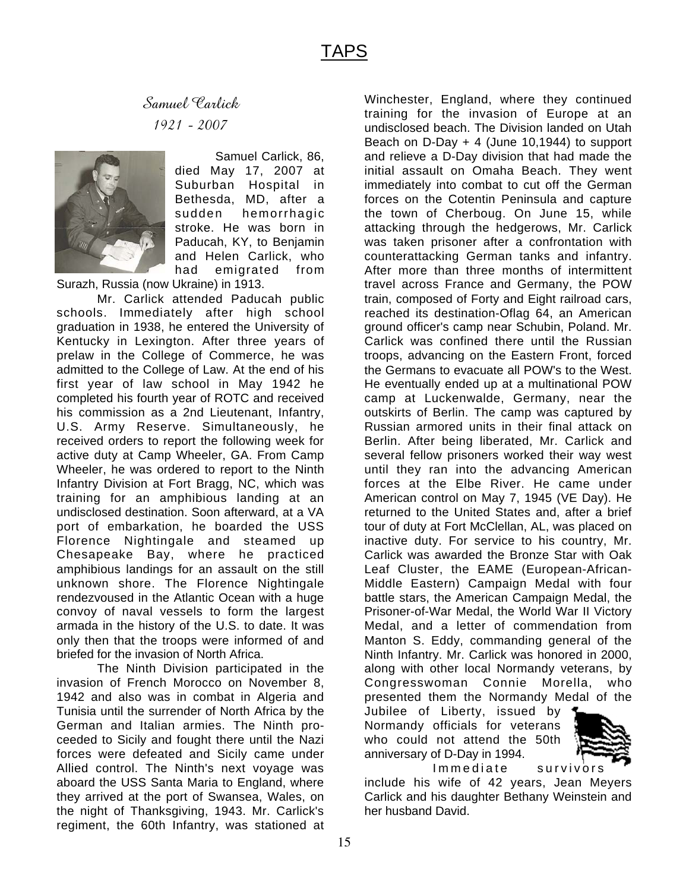# TAPS

## *Samuel Carlick*

*1921 - 2007*

Samuel Carlick, 86, died May 17, 2007 at Suburban Hospital in Bethesda, MD, after a sudden hemorrhagic stroke. He was born in Paducah, KY, to Benjamin and Helen Carlick, who had emigrated from Surazh, Russia (now Ukraine) in 1913.

Mr. Carlick attended Paducah public schools. Immediately after high school graduation in 1938, he entered the University of Kentucky in Lexington. After three years of prelaw in the College of Commerce, he was admitted to the College of Law. At the end of his first year of law school in May 1942 he completed his fourth year of ROTC and received his commission as a 2nd Lieutenant, Infantry, U.S. Army Reserve. Simultaneously, he received orders to report the following week for active duty at Camp Wheeler, GA. From Camp Wheeler, he was ordered to report to the Ninth Infantry Division at Fort Bragg, NC, which was training for an amphibious landing at an undisclosed destination. Soon afterward, at a VA port of embarkation, he boarded the USS Florence Nightingale and steamed up Chesapeake Bay, where he practiced amphibious landings for an assault on the still unknown shore. The Florence Nightingale rendezvoused in the Atlantic Ocean with a huge convoy of naval vessels to form the largest armada in the history of the U.S. to date. It was only then that the troops were informed of and briefed for the invasion of North Africa.

The Ninth Division participated in the invasion of French Morocco on November 8, 1942 and also was in combat in Algeria and Tunisia until the surrender of North Africa by the German and Italian armies. The Ninth proceeded to Sicily and fought there until the Nazi forces were defeated and Sicily came under Allied control. The Ninth's next voyage was aboard the USS Santa Maria to England, where they arrived at the port of Swansea, Wales, on the night of Thanksgiving, 1943. Mr. Carlick's regiment, the 60th Infantry, was stationed at Winchester, England, where they continued training for the invasion of Europe at an undisclosed beach. The Division landed on Utah Beach on D-Day + 4 (June 10,1944) to support and relieve a D-Day division that had made the initial assault on Omaha Beach. They went immediately into combat to cut off the German forces on the Cotentin Peninsula and capture the town of Cherboug. On June 15, while attacking through the hedgerows, Mr. Carlick was taken prisoner after a confrontation with counterattacking German tanks and infantry. After more than three months of intermittent travel across France and Germany, the POW train, composed of Forty and Eight railroad cars, reached its destination-Oflag 64, an American ground officer's camp near Schubin, Poland. Mr. Carlick was confined there until the Russian troops, advancing on the Eastern Front, forced the Germans to evacuate all POW's to the West. He eventually ended up at a multinational POW camp at Luckenwalde, Germany, near the outskirts of Berlin. The camp was captured by Russian armored units in their final attack on Berlin. After being liberated, Mr. Carlick and several fellow prisoners worked their way west until they ran into the advancing American forces at the Elbe River. He came under American control on May 7, 1945 (VE Day). He returned to the United States and, after a brief tour of duty at Fort McClellan, AL, was placed on inactive duty. For service to his country, Mr. Carlick was awarded the Bronze Star with Oak Leaf Cluster, the EAME (European-African-Middle Eastern) Campaign Medal with four battle stars, the American Campaign Medal, the Prisoner-of-War Medal, the World War II Victory Medal, and a letter of commendation from Manton S. Eddy, commanding general of the Ninth Infantry. Mr. Carlick was honored in 2000, along with other local Normandy veterans, by Congresswoman Connie Morella, who presented them the Normandy Medal of the Jubilee of Liberty, issued by Normandy officials for veterans who could not attend the 50th anniversary of D-Day in 1994.

Immediate survivors include his wife of 42 years, Jean Meyers Carlick and his daughter Bethany Weinstein and her husband David.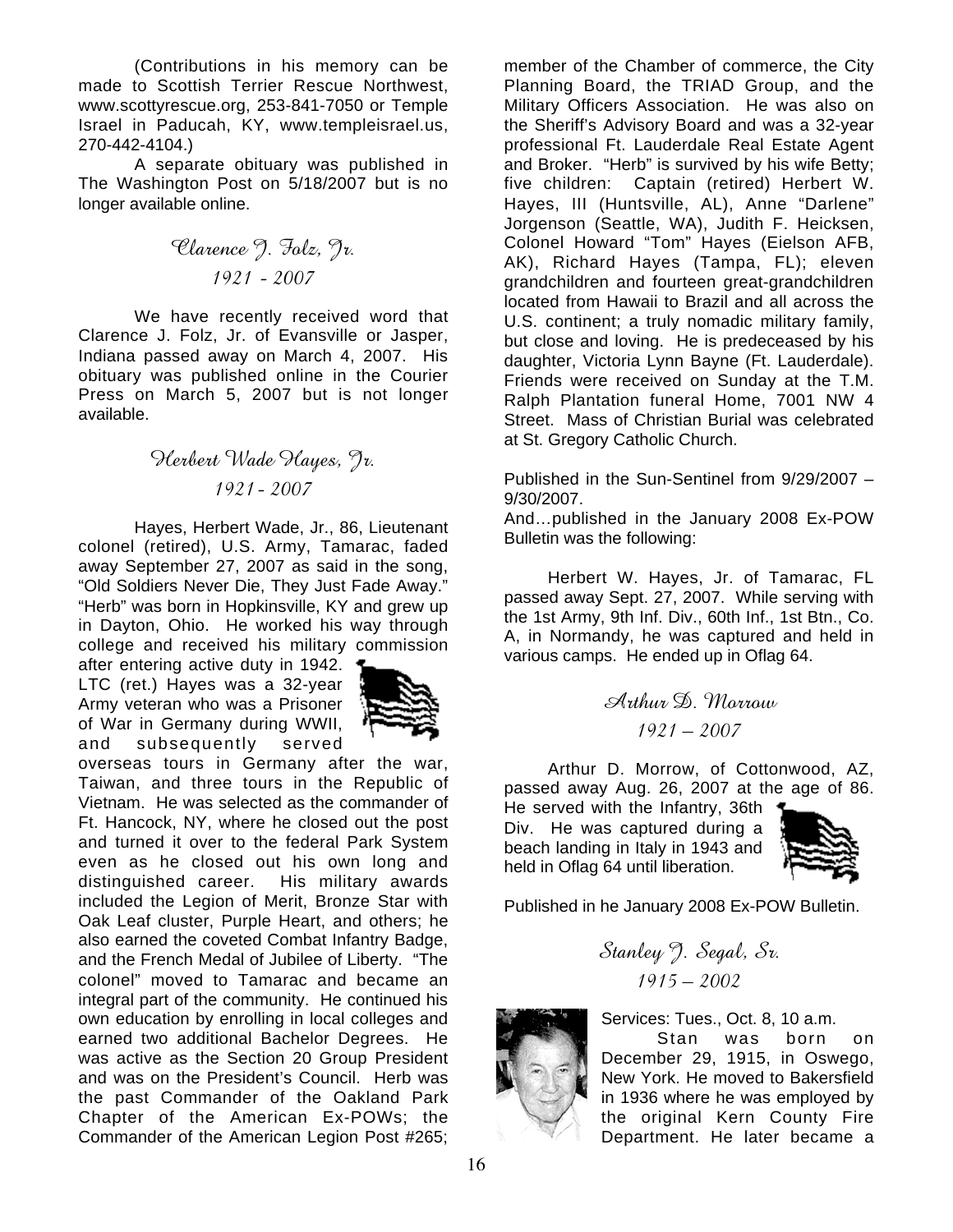(Contributions in his memory can be made to Scottish Terrier Rescue Northwest, www.scottyrescue.org, 253-841-7050 or Temple Israel in Paducah, KY, www.templeisrael.us, 270-442-4104.)

A separate obituary was published in The Washington Post on 5/18/2007 but is no longer available online.

## Clarence J. Folz, Jr.
### 1921 - 2007

We have recently received word that Clarence J. Folz, Jr. of Evansville or Jasper, Indiana passed away on March 4, 2007. His obituary was published online in the Courier Press on March 5, 2007 but is not longer available.

## Herbert Wade Hayes, Jr.
### 1921 - 2007

Hayes, Herbert Wade, Jr., 86, Lieutenant colonel (retired), U.S. Army, Tamarac, faded away September 27, 2007 as said in the song, "Old Soldiers Never Die, They Just Fade Away." "Herb" was born in Hopkinsville, KY and grew up in Dayton, Ohio. He worked his way through college and received his military commission after entering active duty in 1942. LTC (ret.) Hayes was a 32-year Army veteran who was a Prisoner of War in Germany during WWII, and subsequently served overseas tours in Germany after the war, Taiwan, and three tours in the Republic of Vietnam. He was selected as the commander of Ft. Hancock, NY, where he closed out the post and turned it over to the federal Park System even as he closed out his own long and distinguished career. His military awards included the Legion of Merit, Bronze Star with Oak Leaf cluster, Purple Heart, and others; he also earned the coveted Combat Infantry Badge, and the French Medal of Jubilee of Liberty. "The colonel" moved to Tamarac and became an integral part of the community. He continued his own education by enrolling in local colleges and earned two additional Bachelor Degrees. He was active as the Section 20 Group President and was on the President's Council. Herb was the past Commander of the Oakland Park Chapter of the American Ex-POWs; the Commander of the American Legion Post #265; member of the Chamber of commerce, the City Planning Board, the TRIAD Group, and the Military Officers Association. He was also on the Sheriff's Advisory Board and was a 32-year professional Ft. Lauderdale Real Estate Agent and Broker. "Herb" is survived by his wife Betty; five children: Captain (retired) Herbert W. Hayes, III (Huntsville, AL), Anne "Darlene" Jorgenson (Seattle, WA), Judith F. Heicksen, Colonel Howard "Tom" Hayes (Eielson AFB, AK), Richard Hayes (Tampa, FL); eleven grandchildren and fourteen great-grandchildren located from Hawaii to Brazil and all across the U.S. continent; a truly nomadic military family, but close and loving. He is predeceased by his daughter, Victoria Lynn Bayne (Ft. Lauderdale). Friends were received on Sunday at the T.M. Ralph Plantation funeral Home, 7001 NW 4 Street. Mass of Christian Burial was celebrated at St. Gregory Catholic Church.

Published in the Sun-Sentinel from 9/29/2007 – 9/30/2007.

And…published in the January 2008 Ex-POW Bulletin was the following:

Herbert W. Hayes, Jr. of Tamarac, FL passed away Sept. 27, 2007. While serving with the 1st Army, 9th Inf. Div., 60th Inf., 1st Btn., Co. A, in Normandy, he was captured and held in various camps. He ended up in Oflag 64.

## Arthur D. Morrow
### 1921 – 2007

Arthur D. Morrow, of Cottonwood, AZ, passed away Aug. 26, 2007 at the age of 86. He served with the Infantry, 36th Div. He was captured during a beach landing in Italy in 1943 and held in Oflag 64 until liberation.

Published in he January 2008 Ex-POW Bulletin.

## Stanley J. Segal, Sr.
### 1915 – 2002

Services: Tues., Oct. 8, 10 a.m.

Stan was born on December 29, 1915, in Oswego, New York. He moved to Bakersfield in 1936 where he was employed by the original Kern County Fire Department. He later became a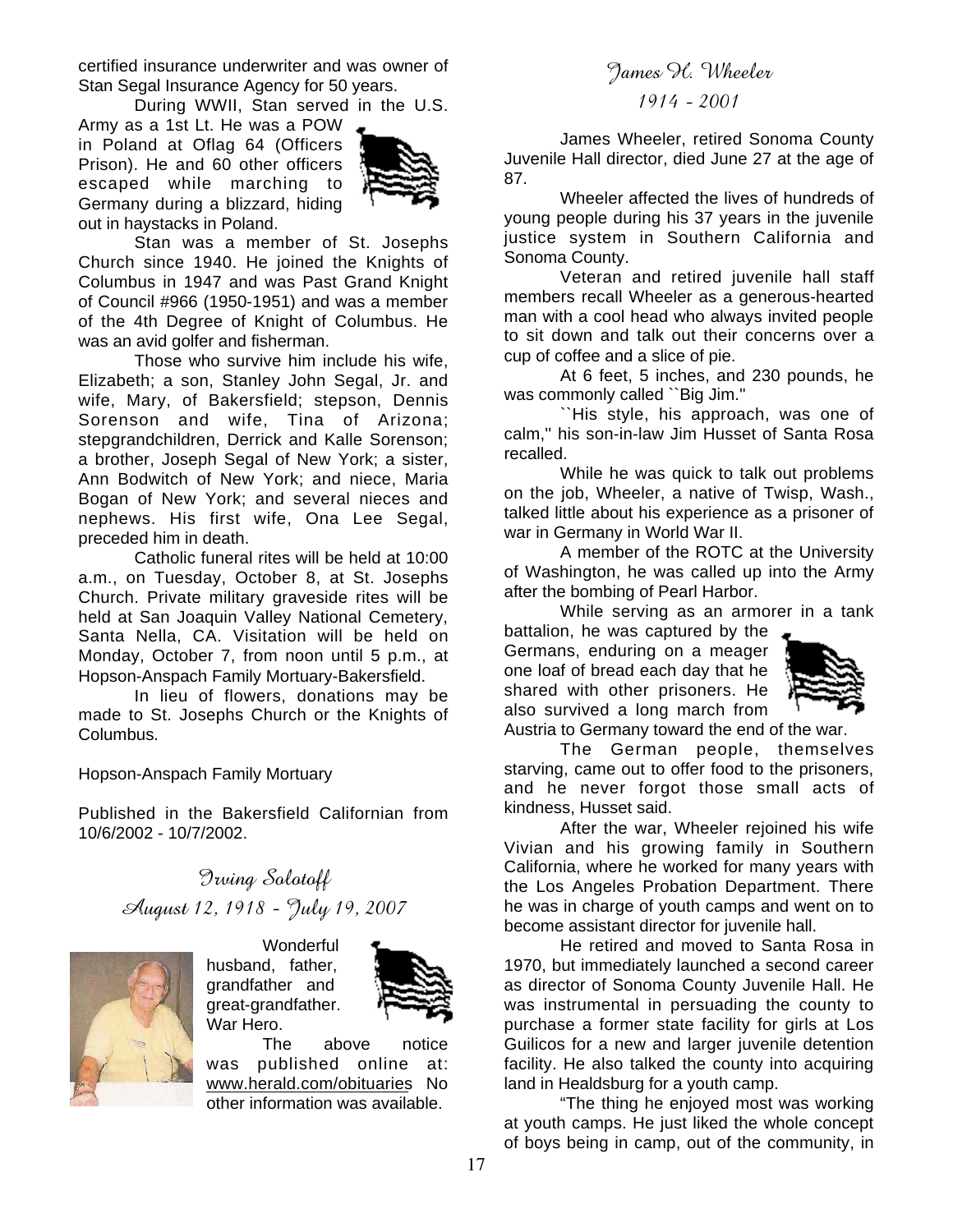certified insurance underwriter and was owner of Stan Segal Insurance Agency for 50 years.

During WWII, Stan served in the U.S. Army as a 1st Lt. He was a POW in Poland at Oflag 64 (Officers Prison). He and 60 other officers escaped while marching to Germany during a blizzard, hiding out in haystacks in Poland.

Stan was a member of St. Josephs Church since 1940. He joined the Knights of Columbus in 1947 and was Past Grand Knight of Council #966 (1950-1951) and was a member of the 4th Degree of Knight of Columbus. He was an avid golfer and fisherman.

Those who survive him include his wife, Elizabeth; a son, Stanley John Segal, Jr. and wife, Mary, of Bakersfield; stepson, Dennis Sorenson and wife, Tina of Arizona; stepgrandchildren, Derrick and Kalle Sorenson; a brother, Joseph Segal of New York; a sister, Ann Bodwitch of New York; and niece, Maria Bogan of New York; and several nieces and nephews. His first wife, Ona Lee Segal, preceded him in death.

Catholic funeral rites will be held at 10:00 a.m., on Tuesday, October 8, at St. Josephs Church. Private military graveside rites will be held at San Joaquin Valley National Cemetery, Santa Nella, CA. Visitation will be held on Monday, October 7, from noon until 5 p.m., at Hopson-Anspach Family Mortuary-Bakersfield.

In lieu of flowers, donations may be made to St. Josephs Church or the Knights of Columbus.

Hopson-Anspach Family Mortuary

Published in the Bakersfield Californian from 10/6/2002 - 10/7/2002.

## Irving Solotoff
## August 12, 1918 - July 19, 2007

Wonderful husband, father, grandfather and great-grandfather. War Hero.

The above notice was published online at: www.herald.com/obituaries No other information was available.

## James H. Wheeler
## 1914 - 2001

James Wheeler, retired Sonoma County Juvenile Hall director, died June 27 at the age of 87.

Wheeler affected the lives of hundreds of young people during his 37 years in the juvenile justice system in Southern California and Sonoma County.

Veteran and retired juvenile hall staff members recall Wheeler as a generous-hearted man with a cool head who always invited people to sit down and talk out their concerns over a cup of coffee and a slice of pie.

At 6 feet, 5 inches, and 230 pounds, he was commonly called ``Big Jim.''

``His style, his approach, was one of calm,'' his son-in-law Jim Husset of Santa Rosa recalled.

While he was quick to talk out problems on the job, Wheeler, a native of Twisp, Wash., talked little about his experience as a prisoner of war in Germany in World War II.

A member of the ROTC at the University of Washington, he was called up into the Army after the bombing of Pearl Harbor.

While serving as an armorer in a tank battalion, he was captured by the Germans, enduring on a meager one loaf of bread each day that he shared with other prisoners. He also survived a long march from Austria to Germany toward the end of the war.

The German people, themselves starving, came out to offer food to the prisoners, and he never forgot those small acts of kindness, Husset said.

After the war, Wheeler rejoined his wife Vivian and his growing family in Southern California, where he worked for many years with the Los Angeles Probation Department. There he was in charge of youth camps and went on to become assistant director for juvenile hall.

He retired and moved to Santa Rosa in 1970, but immediately launched a second career as director of Sonoma County Juvenile Hall. He was instrumental in persuading the county to purchase a former state facility for girls at Los Guilicos for a new and larger juvenile detention facility. He also talked the county into acquiring land in Healdsburg for a youth camp.

"The thing he enjoyed most was working at youth camps. He just liked the whole concept of boys being in camp, out of the community, in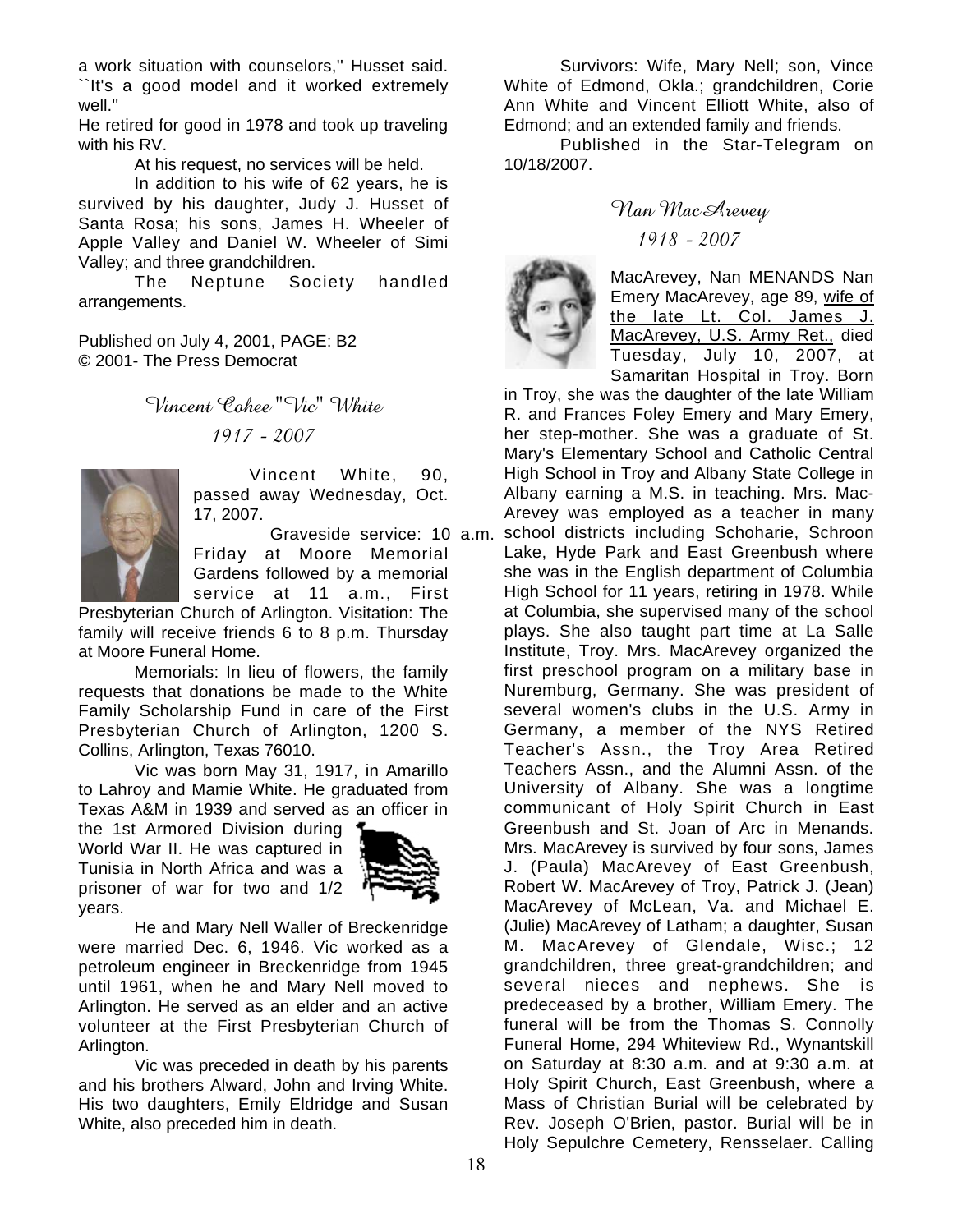a work situation with counselors,'' Husset said. ``It's a good model and it worked extremely well.''

He retired for good in 1978 and took up traveling with his RV.

At his request, no services will be held.

In addition to his wife of 62 years, he is survived by his daughter, Judy J. Husset of Santa Rosa; his sons, James H. Wheeler of Apple Valley and Daniel W. Wheeler of Simi Valley; and three grandchildren.

The Neptune Society handled arrangements.

Published on July 4, 2001, PAGE: B2
© 2001- The Press Democrat

## Vincent Cohee "Vic" White

*1917 - 2007*

Vincent White, 90, passed away Wednesday, Oct. 17, 2007.

Graveside service: 10 a.m. Friday at Moore Memorial Gardens followed by a memorial service at 11 a.m., First Presbyterian Church of Arlington. Visitation: The family will receive friends 6 to 8 p.m. Thursday at Moore Funeral Home.

Memorials: In lieu of flowers, the family requests that donations be made to the White Family Scholarship Fund in care of the First Presbyterian Church of Arlington, 1200 S. Collins, Arlington, Texas 76010.

Vic was born May 31, 1917, in Amarillo to Lahroy and Mamie White. He graduated from Texas A&M in 1939 and served as an officer in the 1st Armored Division during World War II. He was captured in Tunisia in North Africa and was a prisoner of war for two and 1/2 years.

He and Mary Nell Waller of Breckenridge were married Dec. 6, 1946. Vic worked as a petroleum engineer in Breckenridge from 1945 until 1961, when he and Mary Nell moved to Arlington. He served as an elder and an active volunteer at the First Presbyterian Church of Arlington.

Vic was preceded in death by his parents and his brothers Alward, John and Irving White. His two daughters, Emily Eldridge and Susan White, also preceded him in death.

Survivors: Wife, Mary Nell; son, Vince White of Edmond, Okla.; grandchildren, Corie Ann White and Vincent Elliott White, also of Edmond; and an extended family and friends.

Published in the Star-Telegram on 10/18/2007.

## Nan MacArevey

*1918 - 2007*

MacArevey, Nan MENANDS Nan Emery MacArevey, age 89, wife of the late Lt. Col. James J. MacArevey, U.S. Army Ret., died Tuesday, July 10, 2007, at Samaritan Hospital in Troy. Born in Troy, she was the daughter of the late William R. and Frances Foley Emery and Mary Emery, her step-mother. She was a graduate of St. Mary's Elementary School and Catholic Central High School in Troy and Albany State College in Albany earning a M.S. in teaching. Mrs. MacArevey was employed as a teacher in many school districts including Schoharie, Schroon Lake, Hyde Park and East Greenbush where she was in the English department of Columbia High School for 11 years, retiring in 1978. While at Columbia, she supervised many of the school plays. She also taught part time at La Salle Institute, Troy. Mrs. MacArevey organized the first preschool program on a military base in Nuremburg, Germany. She was president of several women's clubs in the U.S. Army in Germany, a member of the NYS Retired Teacher's Assn., the Troy Area Retired Teachers Assn., and the Alumni Assn. of the University of Albany. She was a longtime communicant of Holy Spirit Church in East Greenbush and St. Joan of Arc in Menands. Mrs. MacArevey is survived by four sons, James J. (Paula) MacArevey of East Greenbush, Robert W. MacArevey of Troy, Patrick J. (Jean) MacArevey of McLean, Va. and Michael E. (Julie) MacArevey of Latham; a daughter, Susan M. MacArevey of Glendale, Wisc.; 12 grandchildren, three great-grandchildren; and several nieces and nephews. She is predeceased by a brother, William Emery. The funeral will be from the Thomas S. Connolly Funeral Home, 294 Whiteview Rd., Wynantskill on Saturday at 8:30 a.m. and at 9:30 a.m. at Holy Spirit Church, East Greenbush, where a Mass of Christian Burial will be celebrated by Rev. Joseph O'Brien, pastor. Burial will be in Holy Sepulchre Cemetery, Rensselaer. Calling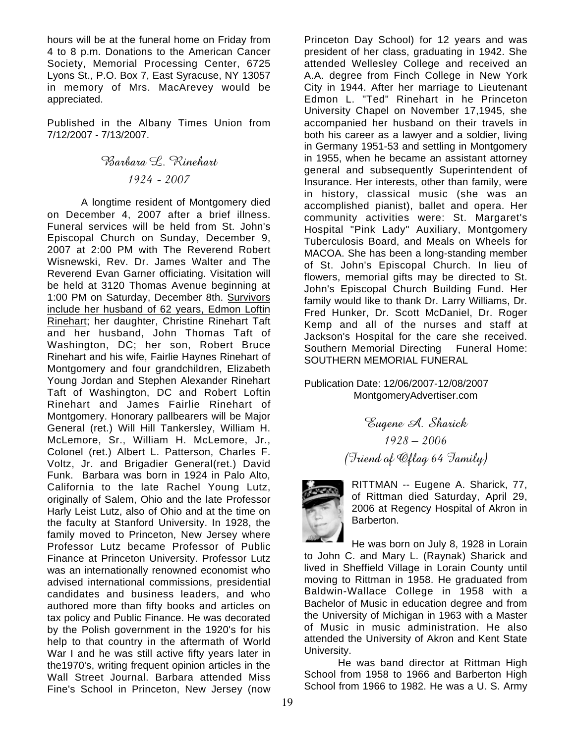hours will be at the funeral home on Friday from 4 to 8 p.m. Donations to the American Cancer Society, Memorial Processing Center, 6725 Lyons St., P.O. Box 7, East Syracuse, NY 13057 in memory of Mrs. MacArevey would be appreciated.

Published in the Albany Times Union from 7/12/2007 - 7/13/2007.

## Barbara L. Rinehart
### 1924 - 2007

A longtime resident of Montgomery died on December 4, 2007 after a brief illness. Funeral services will be held from St. John's Episcopal Church on Sunday, December 9, 2007 at 2:00 PM with The Reverend Robert Wisnewski, Rev. Dr. James Walter and The Reverend Evan Garner officiating. Visitation will be held at 3120 Thomas Avenue beginning at 1:00 PM on Saturday, December 8th. Survivors include her husband of 62 years, Edmon Loftin Rinehart; her daughter, Christine Rinehart Taft and her husband, John Thomas Taft of Washington, DC; her son, Robert Bruce Rinehart and his wife, Fairlie Haynes Rinehart of Montgomery and four grandchildren, Elizabeth Young Jordan and Stephen Alexander Rinehart Taft of Washington, DC and Robert Loftin Rinehart and James Fairlie Rinehart of Montgomery. Honorary pallbearers will be Major General (ret.) Will Hill Tankersley, William H. McLemore, Sr., William H. McLemore, Jr., Colonel (ret.) Albert L. Patterson, Charles F. Voltz, Jr. and Brigadier General(ret.) David Funk. Barbara was born in 1924 in Palo Alto, California to the late Rachel Young Lutz, originally of Salem, Ohio and the late Professor Harly Leist Lutz, also of Ohio and at the time on the faculty at Stanford University. In 1928, the family moved to Princeton, New Jersey where Professor Lutz became Professor of Public Finance at Princeton University. Professor Lutz was an internationally renowned economist who advised international commissions, presidential candidates and business leaders, and who authored more than fifty books and articles on tax policy and Public Finance. He was decorated by the Polish government in the 1920's for his help to that country in the aftermath of World War I and he was still active fifty years later in the1970's, writing frequent opinion articles in the Wall Street Journal. Barbara attended Miss Fine's School in Princeton, New Jersey (now Princeton Day School) for 12 years and was president of her class, graduating in 1942. She attended Wellesley College and received an A.A. degree from Finch College in New York City in 1944. After her marriage to Lieutenant Edmon L. "Ted" Rinehart in he Princeton University Chapel on November 17,1945, she accompanied her husband on their travels in both his career as a lawyer and a soldier, living in Germany 1951-53 and settling in Montgomery in 1955, when he became an assistant attorney general and subsequently Superintendent of Insurance. Her interests, other than family, were in history, classical music (she was an accomplished pianist), ballet and opera. Her community activities were: St. Margaret's Hospital "Pink Lady" Auxiliary, Montgomery Tuberculosis Board, and Meals on Wheels for MACOA. She has been a long-standing member of St. John's Episcopal Church. In lieu of flowers, memorial gifts may be directed to St. John's Episcopal Church Building Fund. Her family would like to thank Dr. Larry Williams, Dr. Fred Hunker, Dr. Scott McDaniel, Dr. Roger Kemp and all of the nurses and staff at Jackson's Hospital for the care she received. Southern Memorial Directing Funeral Home: SOUTHERN MEMORIAL FUNERAL

Publication Date: 12/06/2007-12/08/2007
MontgomeryAdvertiser.com

## Eugene A. Sharick
### 1928 – 2006
### (Friend of Oflag 64 Family)

RITTMAN -- Eugene A. Sharick, 77, of Rittman died Saturday, April 29, 2006 at Regency Hospital of Akron in Barberton.

He was born on July 8, 1928 in Lorain to John C. and Mary L. (Raynak) Sharick and lived in Sheffield Village in Lorain County until moving to Rittman in 1958. He graduated from Baldwin-Wallace College in 1958 with a Bachelor of Music in education degree and from the University of Michigan in 1963 with a Master of Music in music administration. He also attended the University of Akron and Kent State University.

He was band director at Rittman High School from 1958 to 1966 and Barberton High School from 1966 to 1982. He was a U. S. Army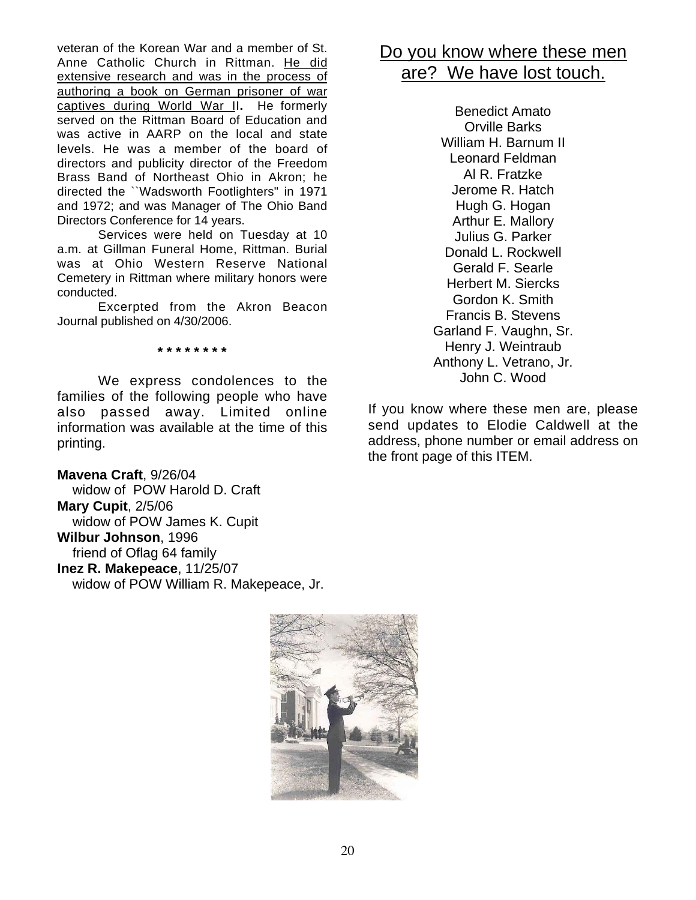veteran of the Korean War and a member of St. Anne Catholic Church in Rittman. He did extensive research and was in the process of authoring a book on German prisoner of war captives during World War II. He formerly served on the Rittman Board of Education and was active in AARP on the local and state levels. He was a member of the board of directors and publicity director of the Freedom Brass Band of Northeast Ohio in Akron; he directed the ``Wadsworth Footlighters'' in 1971 and 1972; and was Manager of The Ohio Band Directors Conference for 14 years.

Services were held on Tuesday at 10 a.m. at Gillman Funeral Home, Rittman. Burial was at Ohio Western Reserve National Cemetery in Rittman where military honors were conducted.

Excerpted from the Akron Beacon Journal published on 4/30/2006.

* * * * * * * *

We express condolences to the families of the following people who have also passed away. Limited online information was available at the time of this printing.

**Mavena Craft**, 9/26/04
widow of POW Harold D. Craft

**Mary Cupit**, 2/5/06
widow of POW James K. Cupit

**Wilbur Johnson**, 1996
friend of Oflag 64 family

**Inez R. Makepeace**, 11/25/07
widow of POW William R. Makepeace, Jr.

## Do you know where these men are? We have lost touch.

Benedict Amato
Orville Barks
William H. Barnum II
Leonard Feldman
Al R. Fratzke
Jerome R. Hatch
Hugh G. Hogan
Arthur E. Mallory
Julius G. Parker
Donald L. Rockwell
Gerald F. Searle
Herbert M. Siercks
Gordon K. Smith
Francis B. Stevens
Garland F. Vaughn, Sr.
Henry J. Weintraub
Anthony L. Vetrano, Jr.
John C. Wood

If you know where these men are, please send updates to Elodie Caldwell at the address, phone number or email address on the front page of this ITEM.